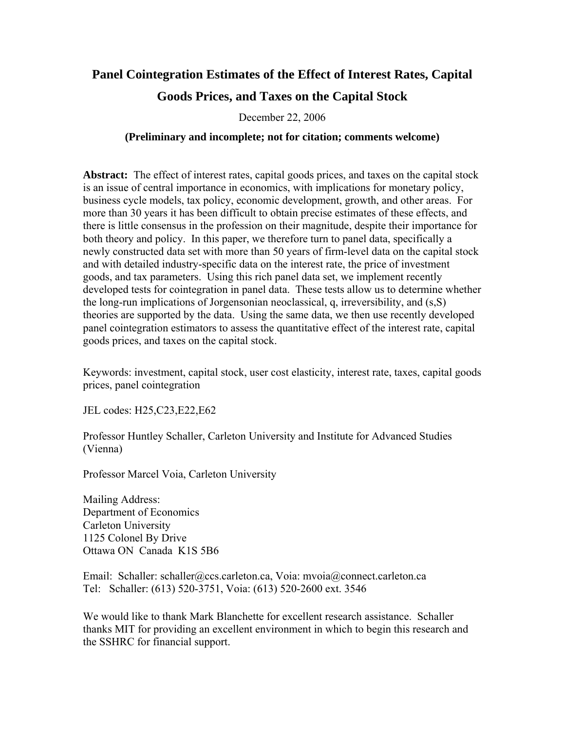# Panel Cointegration Estimates of the Effect of Interest Rates, Capital Goods Prices, and Taxes on the Capital Stock

December 22, 2006

**(Preliminary and incomplete; not for citation; comments welcome)**

**Abstract:** The effect of interest rates, capital goods prices, and taxes on the capital stock is an issue of central importance in economics, with implications for monetary policy, business cycle models, tax policy, economic development, growth, and other areas. For more than 30 years it has been difficult to obtain precise estimates of these effects, and there is little consensus in the profession on their magnitude, despite their importance for both theory and policy. In this paper, we therefore turn to panel data, specifically a newly constructed data set with more than 50 years of firm-level data on the capital stock and with detailed industry-specific data on the interest rate, the price of investment goods, and tax parameters. Using this rich panel data set, we implement recently developed tests for cointegration in panel data. These tests allow us to determine whether the long-run implications of Jorgensonian neoclassical, q, irreversibility, and (s,S) theories are supported by the data. Using the same data, we then use recently developed panel cointegration estimators to assess the quantitative effect of the interest rate, capital goods prices, and taxes on the capital stock.

Keywords: investment, capital stock, user cost elasticity, interest rate, taxes, capital goods prices, panel cointegration

JEL codes: H25,C23,E22,E62

Professor Huntley Schaller, Carleton University and Institute for Advanced Studies (Vienna)

Professor Marcel Voia, Carleton University

Mailing Address:
Department of Economics
Carleton University
1125 Colonel By Drive
Ottawa ON Canada K1S 5B6

Email: Schaller: schaller@ccs.carleton.ca, Voia: mvoia@connect.carleton.ca
Tel: Schaller: (613) 520-3751, Voia: (613) 520-2600 ext. 3546

We would like to thank Mark Blanchette for excellent research assistance. Schaller thanks MIT for providing an excellent environment in which to begin this research and the SSHRC for financial support.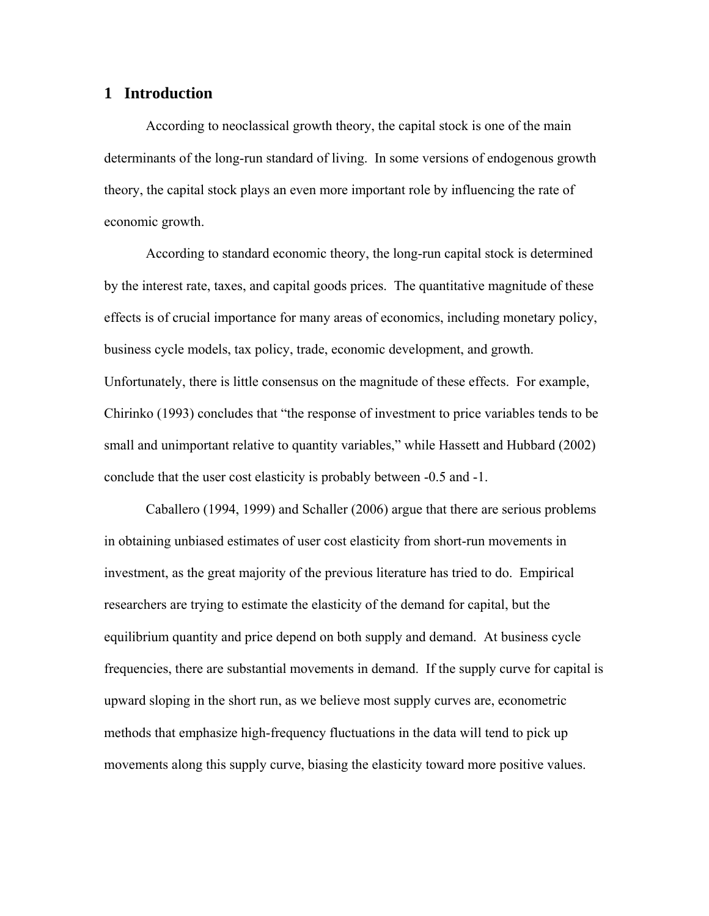# 1 Introduction

According to neoclassical growth theory, the capital stock is one of the main determinants of the long-run standard of living. In some versions of endogenous growth theory, the capital stock plays an even more important role by influencing the rate of economic growth.

According to standard economic theory, the long-run capital stock is determined by the interest rate, taxes, and capital goods prices. The quantitative magnitude of these effects is of crucial importance for many areas of economics, including monetary policy, business cycle models, tax policy, trade, economic development, and growth. Unfortunately, there is little consensus on the magnitude of these effects. For example, Chirinko (1993) concludes that "the response of investment to price variables tends to be small and unimportant relative to quantity variables," while Hassett and Hubbard (2002) conclude that the user cost elasticity is probably between -0.5 and -1.

Caballero (1994, 1999) and Schaller (2006) argue that there are serious problems in obtaining unbiased estimates of user cost elasticity from short-run movements in investment, as the great majority of the previous literature has tried to do. Empirical researchers are trying to estimate the elasticity of the demand for capital, but the equilibrium quantity and price depend on both supply and demand. At business cycle frequencies, there are substantial movements in demand. If the supply curve for capital is upward sloping in the short run, as we believe most supply curves are, econometric methods that emphasize high-frequency fluctuations in the data will tend to pick up movements along this supply curve, biasing the elasticity toward more positive values.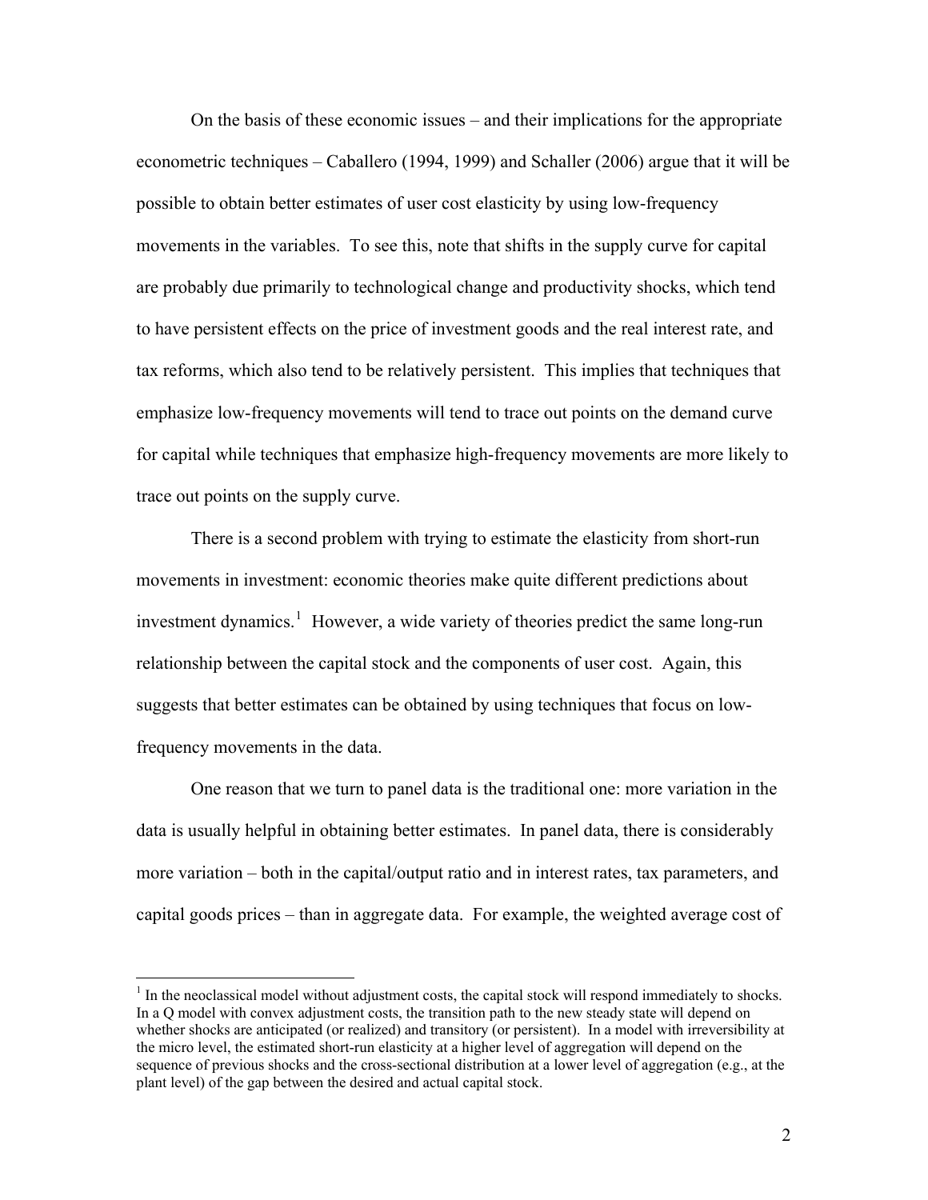On the basis of these economic issues – and their implications for the appropriate econometric techniques – Caballero (1994, 1999) and Schaller (2006) argue that it will be possible to obtain better estimates of user cost elasticity by using low-frequency movements in the variables. To see this, note that shifts in the supply curve for capital are probably due primarily to technological change and productivity shocks, which tend to have persistent effects on the price of investment goods and the real interest rate, and tax reforms, which also tend to be relatively persistent. This implies that techniques that emphasize low-frequency movements will tend to trace out points on the demand curve for capital while techniques that emphasize high-frequency movements are more likely to trace out points on the supply curve.

There is a second problem with trying to estimate the elasticity from short-run movements in investment: economic theories make quite different predictions about investment dynamics.[1] However, a wide variety of theories predict the same long-run relationship between the capital stock and the components of user cost. Again, this suggests that better estimates can be obtained by using techniques that focus on low-frequency movements in the data.

One reason that we turn to panel data is the traditional one: more variation in the data is usually helpful in obtaining better estimates. In panel data, there is considerably more variation – both in the capital/output ratio and in interest rates, tax parameters, and capital goods prices – than in aggregate data. For example, the weighted average cost of

[1] In the neoclassical model without adjustment costs, the capital stock will respond immediately to shocks. In a Q model with convex adjustment costs, the transition path to the new steady state will depend on whether shocks are anticipated (or realized) and transitory (or persistent). In a model with irreversibility at the micro level, the estimated short-run elasticity at a higher level of aggregation will depend on the sequence of previous shocks and the cross-sectional distribution at a lower level of aggregation (e.g., at the plant level) of the gap between the desired and actual capital stock.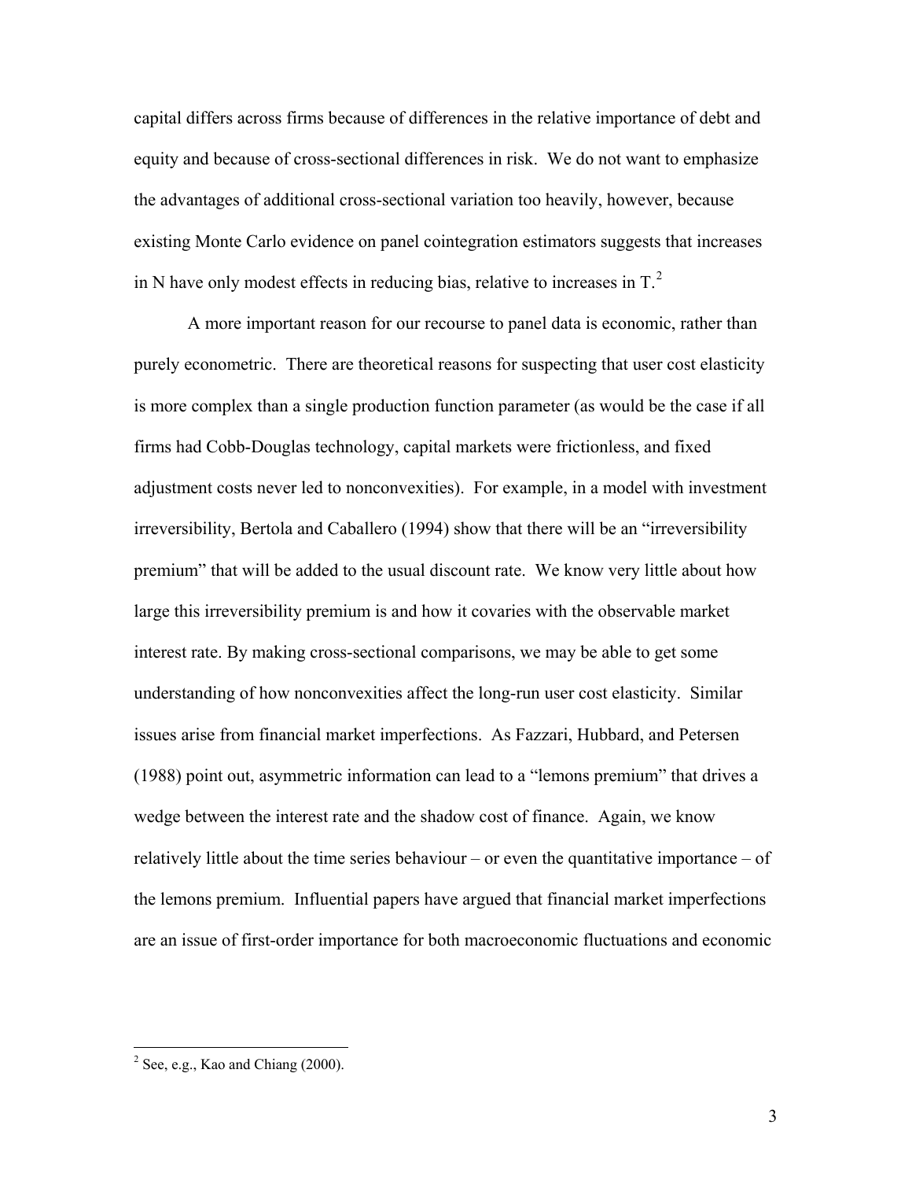capital differs across firms because of differences in the relative importance of debt and equity and because of cross-sectional differences in risk. We do not want to emphasize the advantages of additional cross-sectional variation too heavily, however, because existing Monte Carlo evidence on panel cointegration estimators suggests that increases in N have only modest effects in reducing bias, relative to increases in T.[2]

A more important reason for our recourse to panel data is economic, rather than purely econometric. There are theoretical reasons for suspecting that user cost elasticity is more complex than a single production function parameter (as would be the case if all firms had Cobb-Douglas technology, capital markets were frictionless, and fixed adjustment costs never led to nonconvexities). For example, in a model with investment irreversibility, Bertola and Caballero (1994) show that there will be an "irreversibility premium" that will be added to the usual discount rate. We know very little about how large this irreversibility premium is and how it covaries with the observable market interest rate. By making cross-sectional comparisons, we may be able to get some understanding of how nonconvexities affect the long-run user cost elasticity. Similar issues arise from financial market imperfections. As Fazzari, Hubbard, and Petersen (1988) point out, asymmetric information can lead to a "lemons premium" that drives a wedge between the interest rate and the shadow cost of finance. Again, we know relatively little about the time series behaviour – or even the quantitative importance – of the lemons premium. Influential papers have argued that financial market imperfections are an issue of first-order importance for both macroeconomic fluctuations and economic

[2] See, e.g., Kao and Chiang (2000).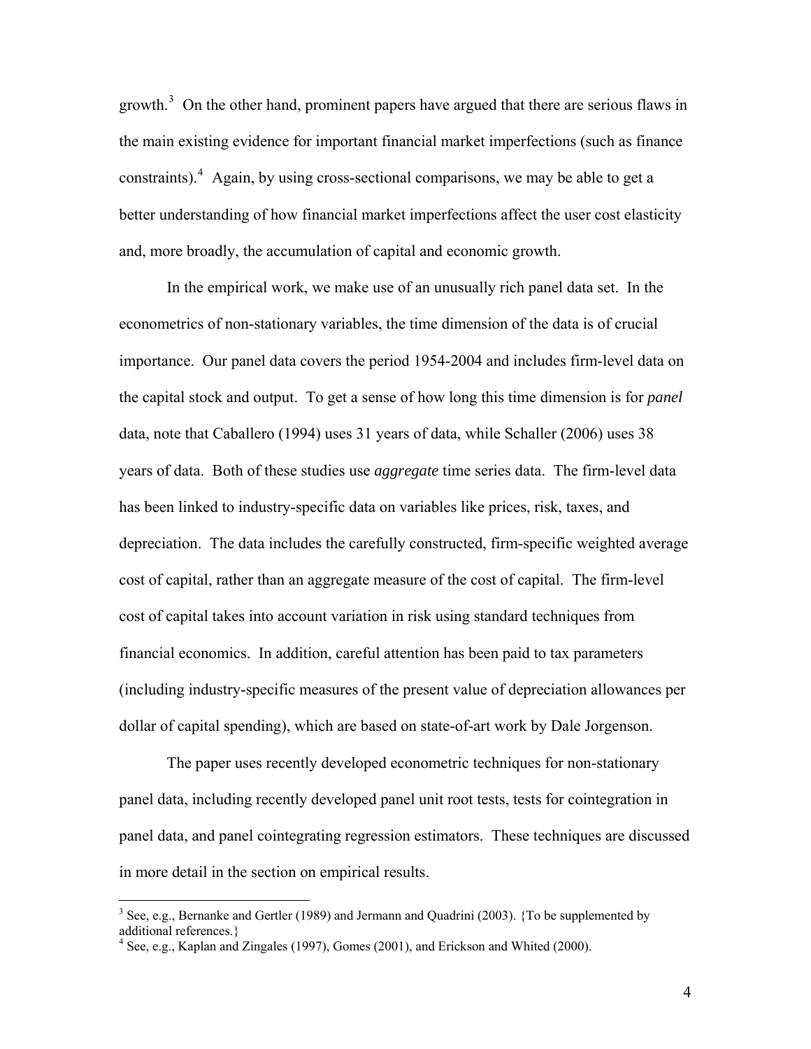growth.[3] On the other hand, prominent papers have argued that there are serious flaws in the main existing evidence for important financial market imperfections (such as finance constraints).[4] Again, by using cross-sectional comparisons, we may be able to get a better understanding of how financial market imperfections affect the user cost elasticity and, more broadly, the accumulation of capital and economic growth.

In the empirical work, we make use of an unusually rich panel data set. In the econometrics of non-stationary variables, the time dimension of the data is of crucial importance. Our panel data covers the period 1954-2004 and includes firm-level data on the capital stock and output. To get a sense of how long this time dimension is for *panel* data, note that Caballero (1994) uses 31 years of data, while Schaller (2006) uses 38 years of data. Both of these studies use *aggregate* time series data. The firm-level data has been linked to industry-specific data on variables like prices, risk, taxes, and depreciation. The data includes the carefully constructed, firm-specific weighted average cost of capital, rather than an aggregate measure of the cost of capital. The firm-level cost of capital takes into account variation in risk using standard techniques from financial economics. In addition, careful attention has been paid to tax parameters (including industry-specific measures of the present value of depreciation allowances per dollar of capital spending), which are based on state-of-art work by Dale Jorgenson.

The paper uses recently developed econometric techniques for non-stationary panel data, including recently developed panel unit root tests, tests for cointegration in panel data, and panel cointegrating regression estimators. These techniques are discussed in more detail in the section on empirical results.

---

[3] See, e.g., Bernanke and Gertler (1989) and Jermann and Quadrini (2003). {To be supplemented by additional references.}

[4] See, e.g., Kaplan and Zingales (1997), Gomes (2001), and Erickson and Whited (2000).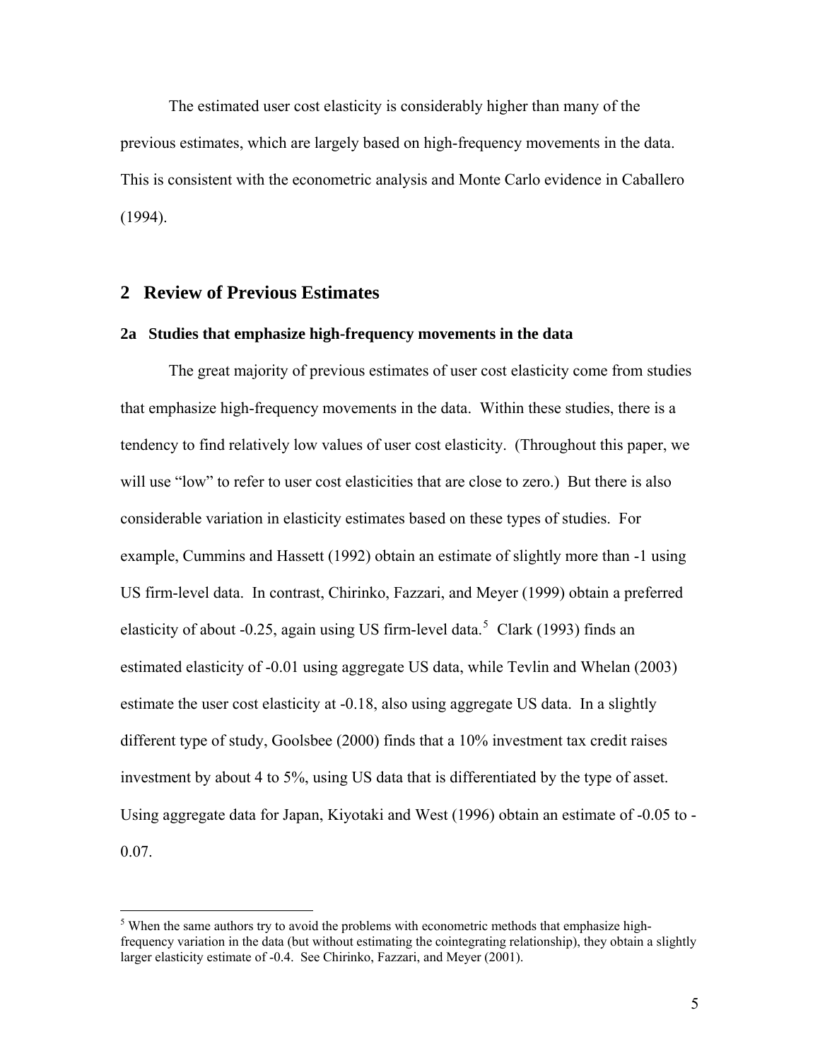The estimated user cost elasticity is considerably higher than many of the previous estimates, which are largely based on high-frequency movements in the data. This is consistent with the econometric analysis and Monte Carlo evidence in Caballero (1994).

## 2 Review of Previous Estimates

### 2a Studies that emphasize high-frequency movements in the data

The great majority of previous estimates of user cost elasticity come from studies that emphasize high-frequency movements in the data. Within these studies, there is a tendency to find relatively low values of user cost elasticity. (Throughout this paper, we will use "low" to refer to user cost elasticities that are close to zero.) But there is also considerable variation in elasticity estimates based on these types of studies. For example, Cummins and Hassett (1992) obtain an estimate of slightly more than -1 using US firm-level data. In contrast, Chirinko, Fazzari, and Meyer (1999) obtain a preferred elasticity of about -0.25, again using US firm-level data.[5] Clark (1993) finds an estimated elasticity of -0.01 using aggregate US data, while Tevlin and Whelan (2003) estimate the user cost elasticity at -0.18, also using aggregate US data. In a slightly different type of study, Goolsbee (2000) finds that a 10% investment tax credit raises investment by about 4 to 5%, using US data that is differentiated by the type of asset. Using aggregate data for Japan, Kiyotaki and West (1996) obtain an estimate of -0.05 to -0.07.

[5] When the same authors try to avoid the problems with econometric methods that emphasize high-frequency variation in the data (but without estimating the cointegrating relationship), they obtain a slightly larger elasticity estimate of -0.4. See Chirinko, Fazzari, and Meyer (2001).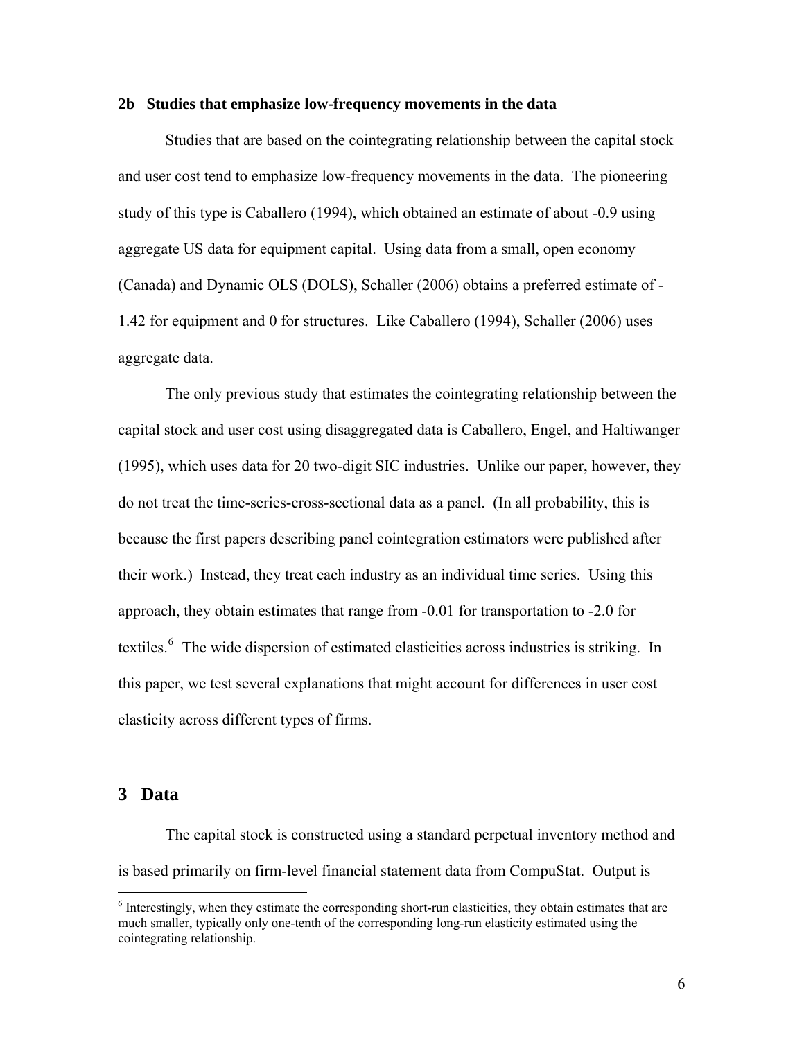### 2b Studies that emphasize low-frequency movements in the data

Studies that are based on the cointegrating relationship between the capital stock and user cost tend to emphasize low-frequency movements in the data. The pioneering study of this type is Caballero (1994), which obtained an estimate of about -0.9 using aggregate US data for equipment capital. Using data from a small, open economy (Canada) and Dynamic OLS (DOLS), Schaller (2006) obtains a preferred estimate of -1.42 for equipment and 0 for structures. Like Caballero (1994), Schaller (2006) uses aggregate data.

The only previous study that estimates the cointegrating relationship between the capital stock and user cost using disaggregated data is Caballero, Engel, and Haltiwanger (1995), which uses data for 20 two-digit SIC industries. Unlike our paper, however, they do not treat the time-series-cross-sectional data as a panel. (In all probability, this is because the first papers describing panel cointegration estimators were published after their work.) Instead, they treat each industry as an individual time series. Using this approach, they obtain estimates that range from -0.01 for transportation to -2.0 for textiles.[6] The wide dispersion of estimated elasticities across industries is striking. In this paper, we test several explanations that might account for differences in user cost elasticity across different types of firms.

## 3 Data

The capital stock is constructed using a standard perpetual inventory method and is based primarily on firm-level financial statement data from CompuStat. Output is

[6] Interestingly, when they estimate the corresponding short-run elasticities, they obtain estimates that are much smaller, typically only one-tenth of the corresponding long-run elasticity estimated using the cointegrating relationship.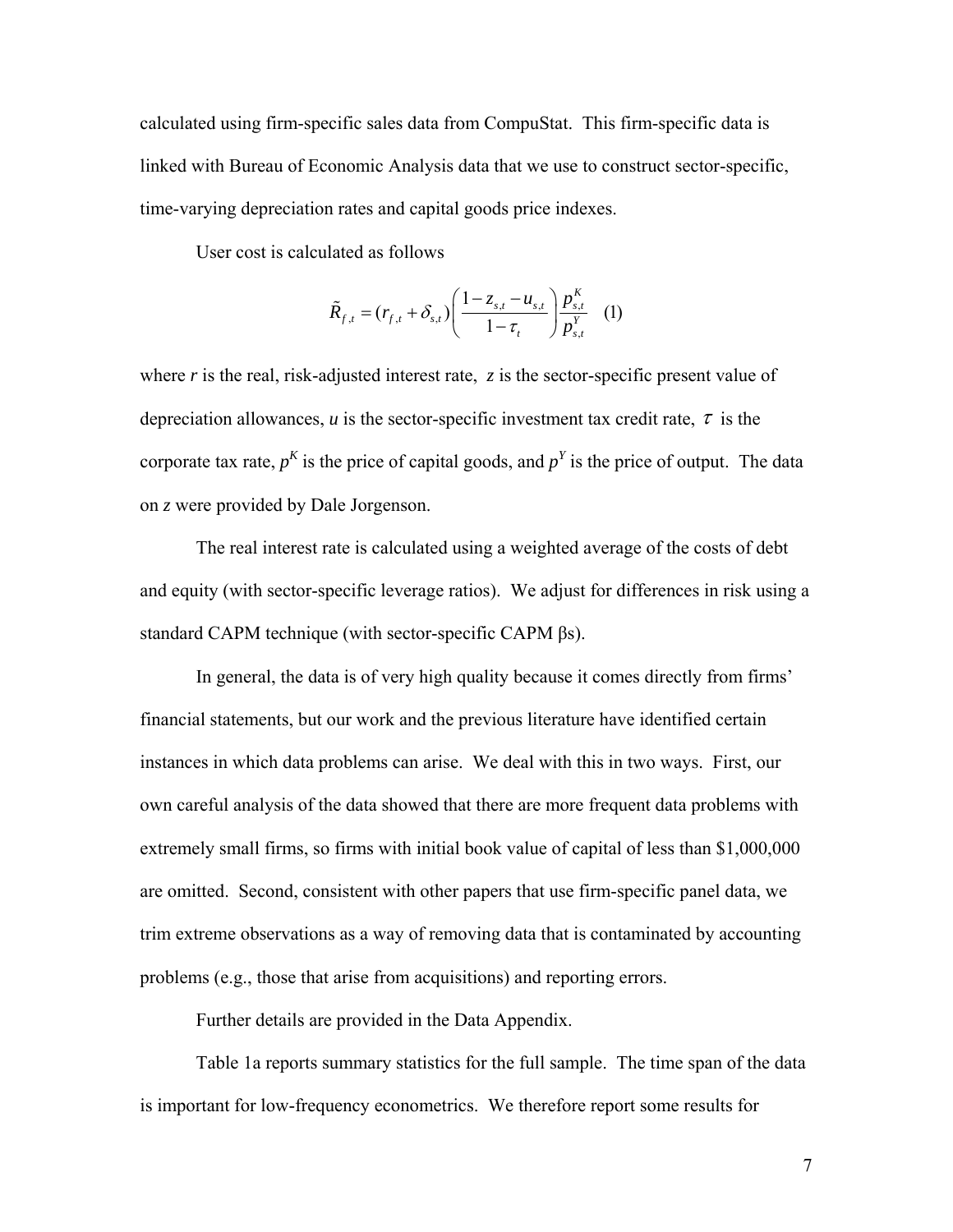calculated using firm-specific sales data from CompuStat. This firm-specific data is linked with Bureau of Economic Analysis data that we use to construct sector-specific, time-varying depreciation rates and capital goods price indexes.

User cost is calculated as follows

$$\tilde{R}_{f,t} = (r_{f,t} + \delta_{s,t})\left(\frac{1 - z_{s,t} - u_{s,t}}{1 - \tau_t}\right)\frac{p^K_{s,t}}{p^Y_{s,t}} \quad (1)$$

where $r$ is the real, risk-adjusted interest rate, $z$ is the sector-specific present value of depreciation allowances, $u$ is the sector-specific investment tax credit rate, $\tau$ is the corporate tax rate, $p^K$ is the price of capital goods, and $p^Y$ is the price of output. The data on $z$ were provided by Dale Jorgenson.

The real interest rate is calculated using a weighted average of the costs of debt and equity (with sector-specific leverage ratios). We adjust for differences in risk using a standard CAPM technique (with sector-specific CAPM $\beta$s).

In general, the data is of very high quality because it comes directly from firms' financial statements, but our work and the previous literature have identified certain instances in which data problems can arise. We deal with this in two ways. First, our own careful analysis of the data showed that there are more frequent data problems with extremely small firms, so firms with initial book value of capital of less than $1,000,000 are omitted. Second, consistent with other papers that use firm-specific panel data, we trim extreme observations as a way of removing data that is contaminated by accounting problems (e.g., those that arise from acquisitions) and reporting errors.

Further details are provided in the Data Appendix.

Table 1a reports summary statistics for the full sample. The time span of the data is important for low-frequency econometrics. We therefore report some results for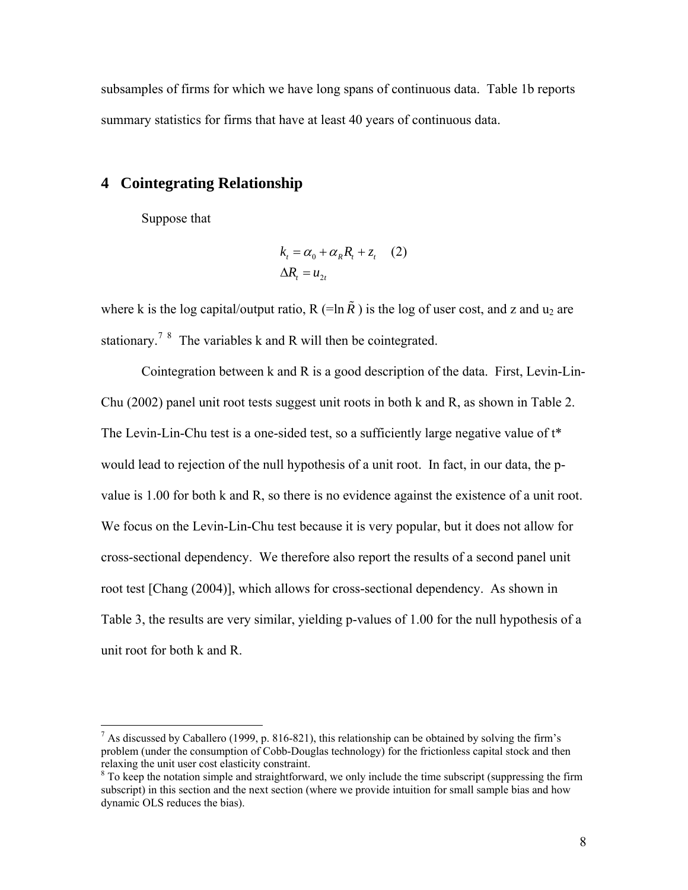subsamples of firms for which we have long spans of continuous data. Table 1b reports summary statistics for firms that have at least 40 years of continuous data.

## 4 Cointegrating Relationship

Suppose that

$$
\begin{aligned}
k_t &= \alpha_0 + \alpha_R R_t + z_t \quad (2) \\
\Delta R_t &= u_{2t}
\end{aligned}
$$

where k is the log capital/output ratio, R (=ln $\tilde{R}$ ) is the log of user cost, and z and $u_2$ are stationary.[7] [8] The variables k and R will then be cointegrated.

Cointegration between k and R is a good description of the data. First, Levin-Lin-Chu (2002) panel unit root tests suggest unit roots in both k and R, as shown in Table 2. The Levin-Lin-Chu test is a one-sided test, so a sufficiently large negative value of t* would lead to rejection of the null hypothesis of a unit root. In fact, in our data, the p-value is 1.00 for both k and R, so there is no evidence against the existence of a unit root. We focus on the Levin-Lin-Chu test because it is very popular, but it does not allow for cross-sectional dependency. We therefore also report the results of a second panel unit root test [Chang (2004)], which allows for cross-sectional dependency. As shown in Table 3, the results are very similar, yielding p-values of 1.00 for the null hypothesis of a unit root for both k and R.

---

[7] As discussed by Caballero (1999, p. 816-821), this relationship can be obtained by solving the firm's problem (under the consumption of Cobb-Douglas technology) for the frictionless capital stock and then relaxing the unit user cost elasticity constraint.

[8] To keep the notation simple and straightforward, we only include the time subscript (suppressing the firm subscript) in this section and the next section (where we provide intuition for small sample bias and how dynamic OLS reduces the bias).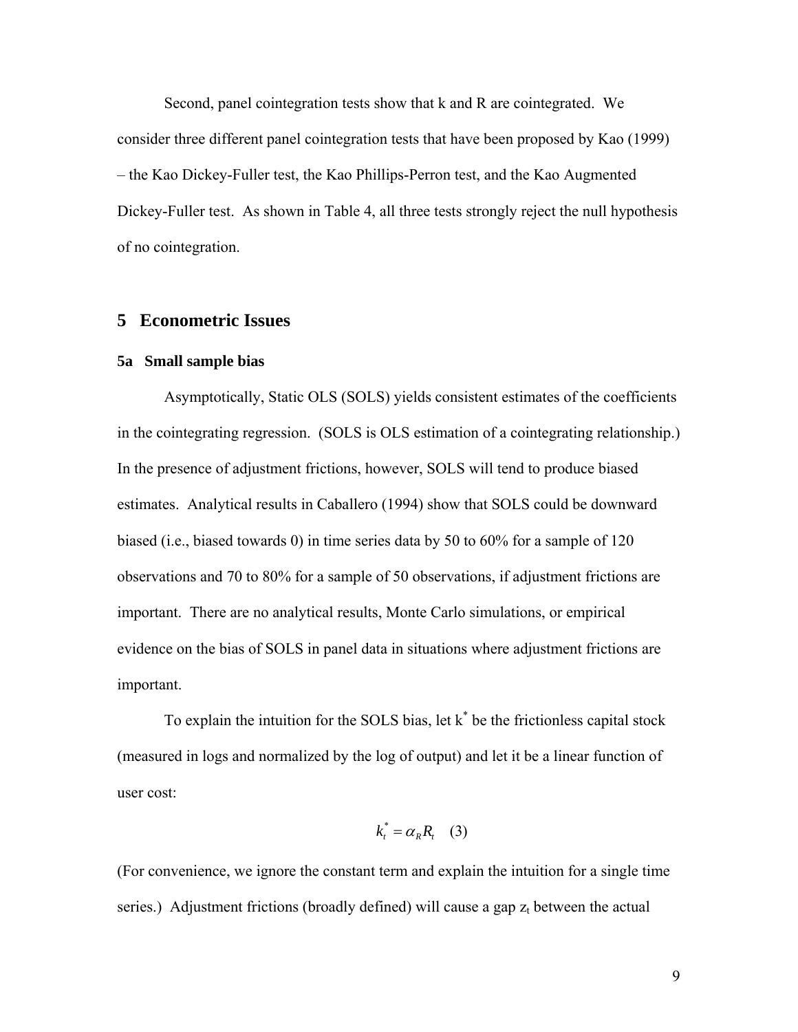Second, panel cointegration tests show that k and R are cointegrated. We consider three different panel cointegration tests that have been proposed by Kao (1999) – the Kao Dickey-Fuller test, the Kao Phillips-Perron test, and the Kao Augmented Dickey-Fuller test. As shown in Table 4, all three tests strongly reject the null hypothesis of no cointegration.

## 5 Econometric Issues

### 5a Small sample bias

Asymptotically, Static OLS (SOLS) yields consistent estimates of the coefficients in the cointegrating regression. (SOLS is OLS estimation of a cointegrating relationship.) In the presence of adjustment frictions, however, SOLS will tend to produce biased estimates. Analytical results in Caballero (1994) show that SOLS could be downward biased (i.e., biased towards 0) in time series data by 50 to 60% for a sample of 120 observations and 70 to 80% for a sample of 50 observations, if adjustment frictions are important. There are no analytical results, Monte Carlo simulations, or empirical evidence on the bias of SOLS in panel data in situations where adjustment frictions are important.

To explain the intuition for the SOLS bias, let $k^*$ be the frictionless capital stock (measured in logs and normalized by the log of output) and let it be a linear function of user cost:

$$k_t^* = \alpha_R R_t \quad (3)$$

(For convenience, we ignore the constant term and explain the intuition for a single time series.) Adjustment frictions (broadly defined) will cause a gap $z_t$ between the actual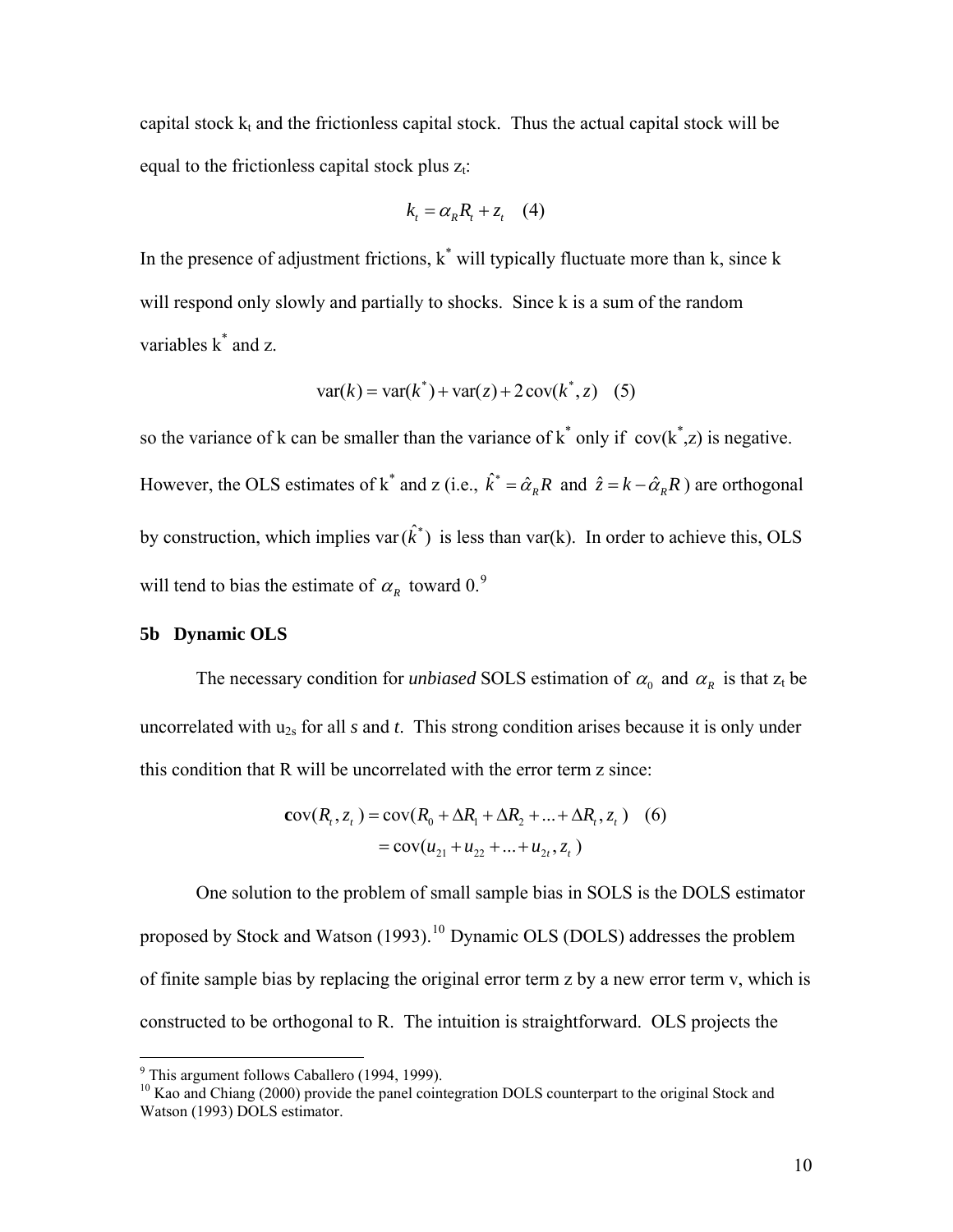capital stock $k_t$ and the frictionless capital stock. Thus the actual capital stock will be equal to the frictionless capital stock plus $z_t$:

$$k_t = \alpha_R R_t + z_t \quad (4)$$

In the presence of adjustment frictions, $k^*$ will typically fluctuate more than k, since k will respond only slowly and partially to shocks. Since k is a sum of the random variables $k^*$ and z.

$$\text{var}(k) = \text{var}(k^*) + \text{var}(z) + 2\,\text{cov}(k^*, z) \quad (5)$$

so the variance of k can be smaller than the variance of $k^*$ only if cov($k^*$,z) is negative. However, the OLS estimates of $k^*$ and z (i.e., $\hat{k}^* = \hat{\alpha}_R R$ and $\hat{z} = k - \hat{\alpha}_R R$) are orthogonal by construction, which implies $\text{var}(\hat{k}^*)$ is less than var(k). In order to achieve this, OLS will tend to bias the estimate of $\alpha_R$ toward 0.[9]

### 5b Dynamic OLS

The necessary condition for *unbiased* SOLS estimation of $\alpha_0$ and $\alpha_R$ is that $z_t$ be uncorrelated with $u_{2s}$ for all *s* and *t*. This strong condition arises because it is only under this condition that R will be uncorrelated with the error term z since:

$$\begin{aligned} \text{cov}(R_t, z_t) &= \text{cov}(R_0 + \Delta R_1 + \Delta R_2 + ... + \Delta R_t, z_t) \quad (6) \\ &= \text{cov}(u_{21} + u_{22} + ... + u_{2t}, z_t) \end{aligned}$$

One solution to the problem of small sample bias in SOLS is the DOLS estimator proposed by Stock and Watson (1993).[10] Dynamic OLS (DOLS) addresses the problem of finite sample bias by replacing the original error term z by a new error term v, which is constructed to be orthogonal to R. The intuition is straightforward. OLS projects the

---

[9] This argument follows Caballero (1994, 1999).

[10] Kao and Chiang (2000) provide the panel cointegration DOLS counterpart to the original Stock and Watson (1993) DOLS estimator.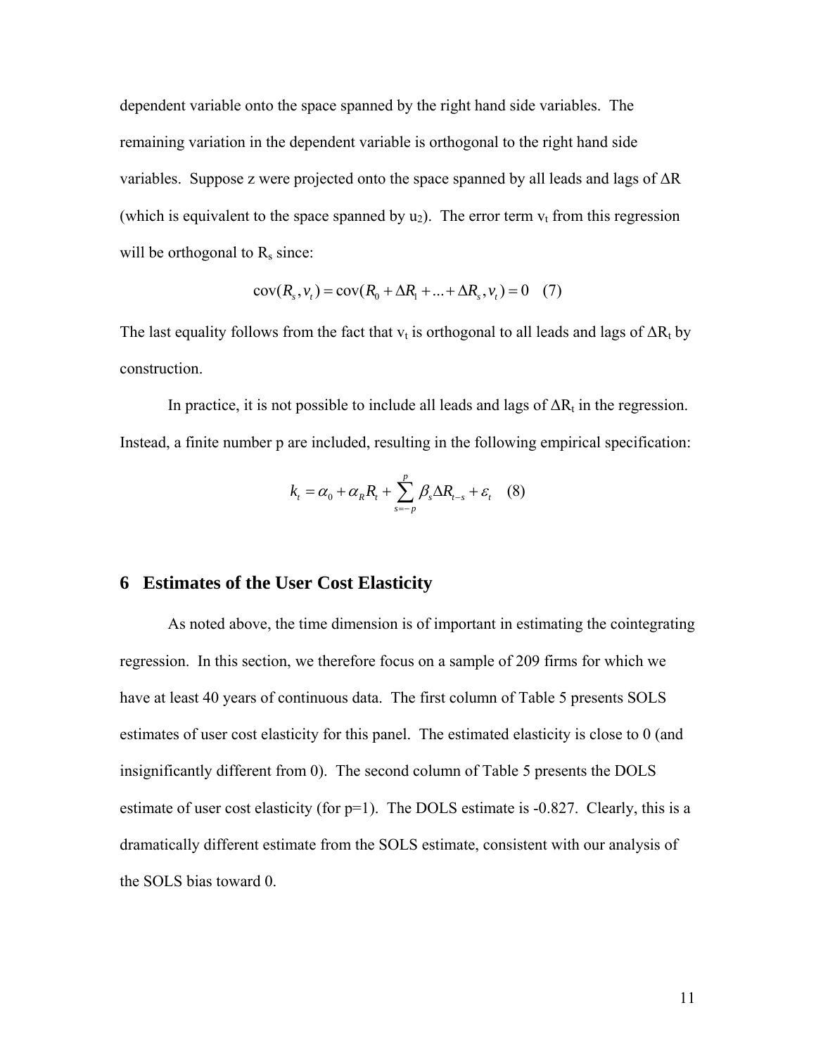dependent variable onto the space spanned by the right hand side variables. The remaining variation in the dependent variable is orthogonal to the right hand side variables. Suppose z were projected onto the space spanned by all leads and lags of ΔR (which is equivalent to the space spanned by $u_2$). The error term $v_t$ from this regression will be orthogonal to $R_s$ since:

$$\text{cov}(R_s, v_t) = \text{cov}(R_0 + \Delta R_1 + ... + \Delta R_s, v_t) = 0 \quad (7)$$

The last equality follows from the fact that $v_t$ is orthogonal to all leads and lags of $\Delta R_t$ by construction.

In practice, it is not possible to include all leads and lags of $\Delta R_t$ in the regression. Instead, a finite number p are included, resulting in the following empirical specification:

$$k_t = \alpha_0 + \alpha_R R_t + \sum_{s=-p}^{p} \beta_s \Delta R_{t-s} + \varepsilon_t \quad (8)$$

## 6 Estimates of the User Cost Elasticity

As noted above, the time dimension is of important in estimating the cointegrating regression. In this section, we therefore focus on a sample of 209 firms for which we have at least 40 years of continuous data. The first column of Table 5 presents SOLS estimates of user cost elasticity for this panel. The estimated elasticity is close to 0 (and insignificantly different from 0). The second column of Table 5 presents the DOLS estimate of user cost elasticity (for p=1). The DOLS estimate is -0.827. Clearly, this is a dramatically different estimate from the SOLS estimate, consistent with our analysis of the SOLS bias toward 0.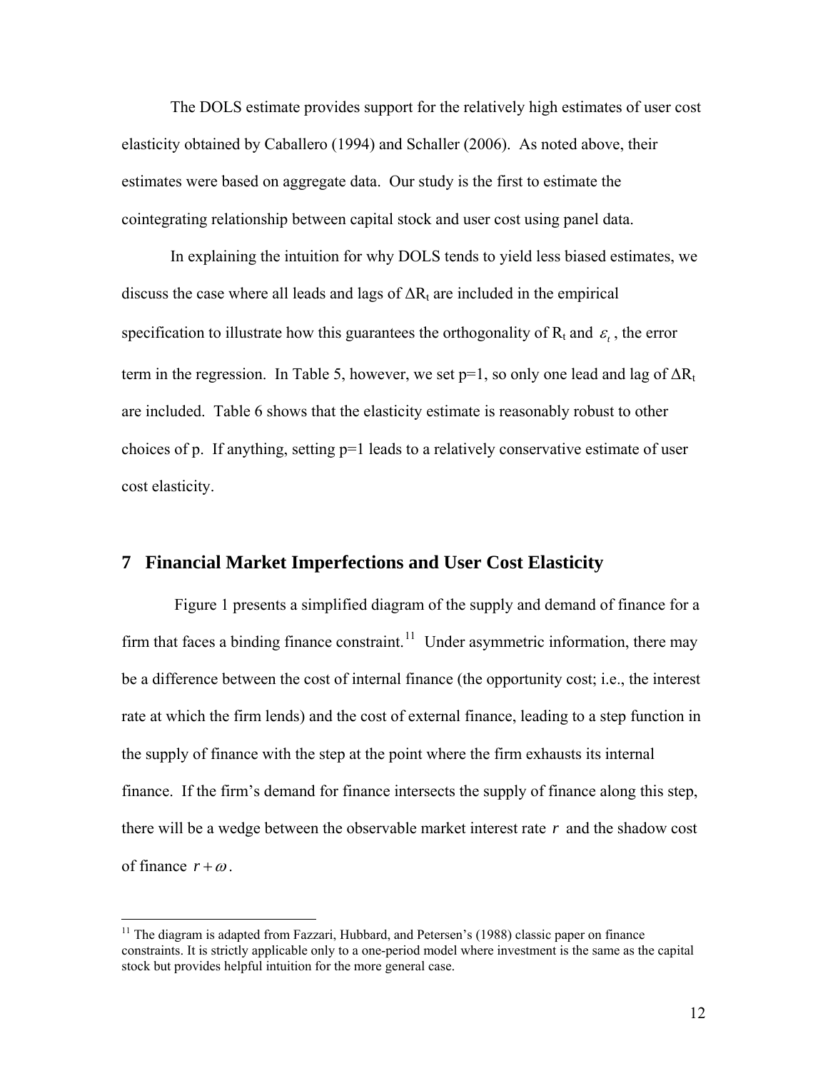The DOLS estimate provides support for the relatively high estimates of user cost elasticity obtained by Caballero (1994) and Schaller (2006). As noted above, their estimates were based on aggregate data. Our study is the first to estimate the cointegrating relationship between capital stock and user cost using panel data.

In explaining the intuition for why DOLS tends to yield less biased estimates, we discuss the case where all leads and lags of $\Delta R_t$ are included in the empirical specification to illustrate how this guarantees the orthogonality of $R_t$ and $\varepsilon_t$, the error term in the regression. In Table 5, however, we set p=1, so only one lead and lag of $\Delta R_t$ are included. Table 6 shows that the elasticity estimate is reasonably robust to other choices of p. If anything, setting p=1 leads to a relatively conservative estimate of user cost elasticity.

## 7 Financial Market Imperfections and User Cost Elasticity

Figure 1 presents a simplified diagram of the supply and demand of finance for a firm that faces a binding finance constraint.[11] Under asymmetric information, there may be a difference between the cost of internal finance (the opportunity cost; i.e., the interest rate at which the firm lends) and the cost of external finance, leading to a step function in the supply of finance with the step at the point where the firm exhausts its internal finance. If the firm's demand for finance intersects the supply of finance along this step, there will be a wedge between the observable market interest rate $r$ and the shadow cost of finance $r + \omega$.

[11] The diagram is adapted from Fazzari, Hubbard, and Petersen's (1988) classic paper on finance constraints. It is strictly applicable only to a one-period model where investment is the same as the capital stock but provides helpful intuition for the more general case.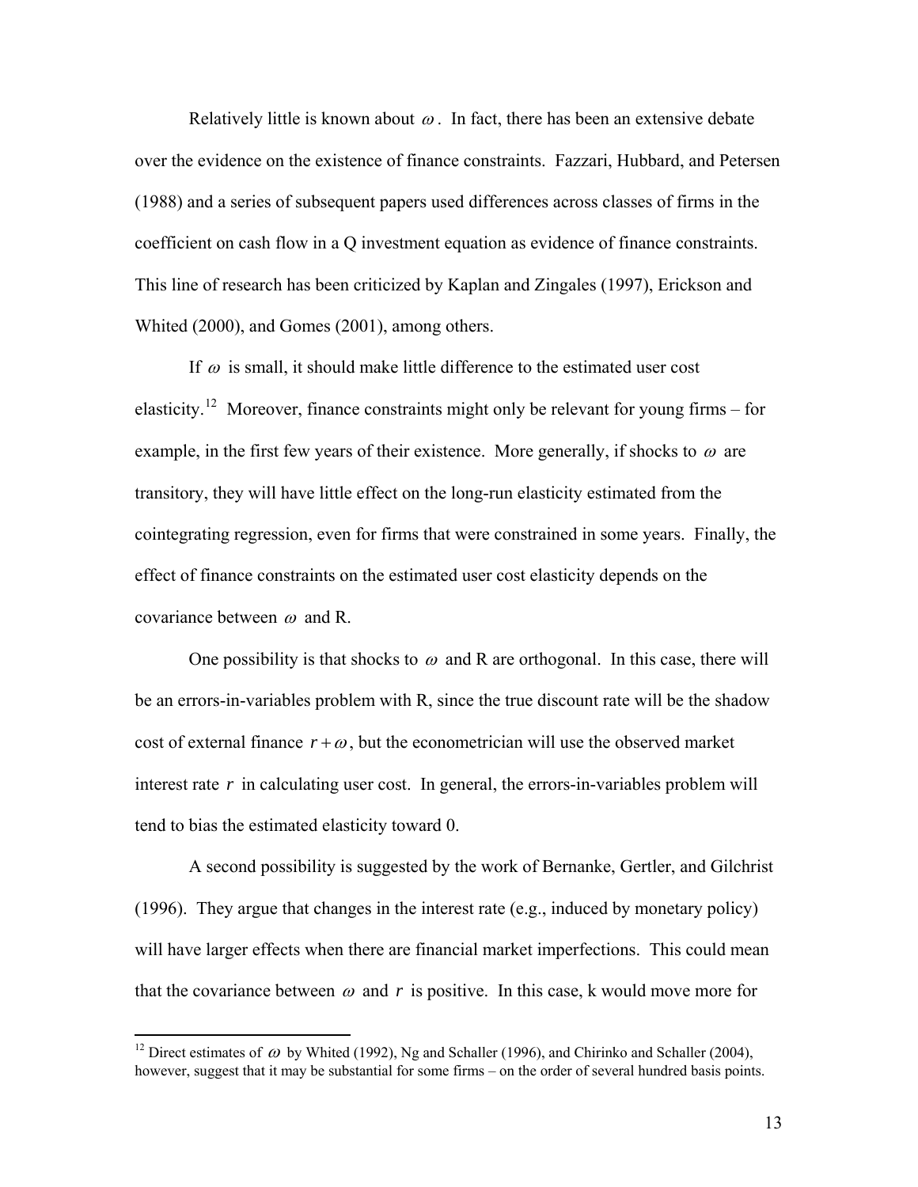Relatively little is known about $\omega$. In fact, there has been an extensive debate over the evidence on the existence of finance constraints. Fazzari, Hubbard, and Petersen (1988) and a series of subsequent papers used differences across classes of firms in the coefficient on cash flow in a Q investment equation as evidence of finance constraints. This line of research has been criticized by Kaplan and Zingales (1997), Erickson and Whited (2000), and Gomes (2001), among others.

If $\omega$ is small, it should make little difference to the estimated user cost elasticity.[12] Moreover, finance constraints might only be relevant for young firms – for example, in the first few years of their existence. More generally, if shocks to $\omega$ are transitory, they will have little effect on the long-run elasticity estimated from the cointegrating regression, even for firms that were constrained in some years. Finally, the effect of finance constraints on the estimated user cost elasticity depends on the covariance between $\omega$ and R.

One possibility is that shocks to $\omega$ and R are orthogonal. In this case, there will be an errors-in-variables problem with R, since the true discount rate will be the shadow cost of external finance $r+\omega$, but the econometrician will use the observed market interest rate $r$ in calculating user cost. In general, the errors-in-variables problem will tend to bias the estimated elasticity toward 0.

A second possibility is suggested by the work of Bernanke, Gertler, and Gilchrist (1996). They argue that changes in the interest rate (e.g., induced by monetary policy) will have larger effects when there are financial market imperfections. This could mean that the covariance between $\omega$ and $r$ is positive. In this case, k would move more for

[12] Direct estimates of $\omega$ by Whited (1992), Ng and Schaller (1996), and Chirinko and Schaller (2004), however, suggest that it may be substantial for some firms – on the order of several hundred basis points.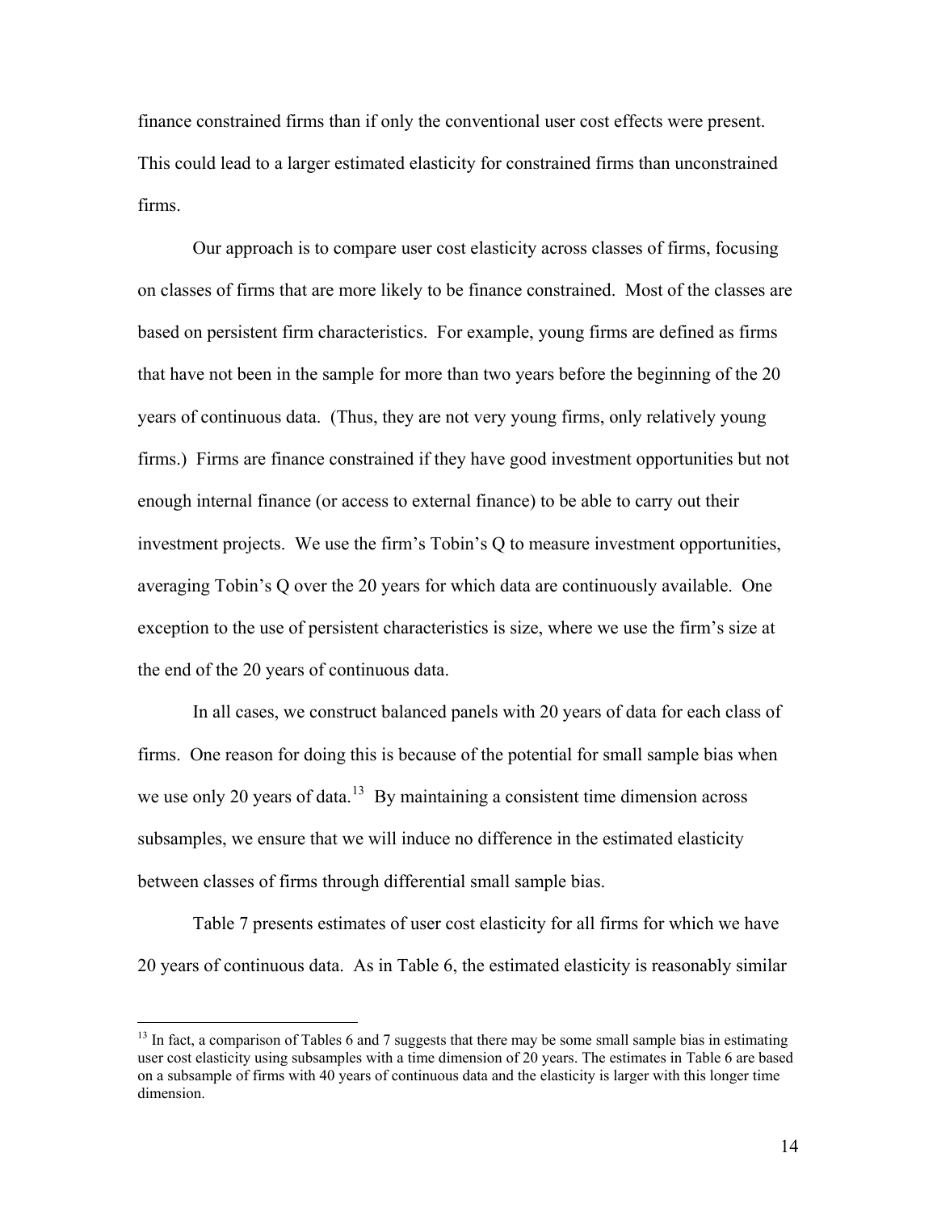finance constrained firms than if only the conventional user cost effects were present. This could lead to a larger estimated elasticity for constrained firms than unconstrained firms.

Our approach is to compare user cost elasticity across classes of firms, focusing on classes of firms that are more likely to be finance constrained. Most of the classes are based on persistent firm characteristics. For example, young firms are defined as firms that have not been in the sample for more than two years before the beginning of the 20 years of continuous data. (Thus, they are not very young firms, only relatively young firms.) Firms are finance constrained if they have good investment opportunities but not enough internal finance (or access to external finance) to be able to carry out their investment projects. We use the firm's Tobin's Q to measure investment opportunities, averaging Tobin's Q over the 20 years for which data are continuously available. One exception to the use of persistent characteristics is size, where we use the firm's size at the end of the 20 years of continuous data.

In all cases, we construct balanced panels with 20 years of data for each class of firms. One reason for doing this is because of the potential for small sample bias when we use only 20 years of data.[13] By maintaining a consistent time dimension across subsamples, we ensure that we will induce no difference in the estimated elasticity between classes of firms through differential small sample bias.

Table 7 presents estimates of user cost elasticity for all firms for which we have 20 years of continuous data. As in Table 6, the estimated elasticity is reasonably similar

[13] In fact, a comparison of Tables 6 and 7 suggests that there may be some small sample bias in estimating user cost elasticity using subsamples with a time dimension of 20 years. The estimates in Table 6 are based on a subsample of firms with 40 years of continuous data and the elasticity is larger with this longer time dimension.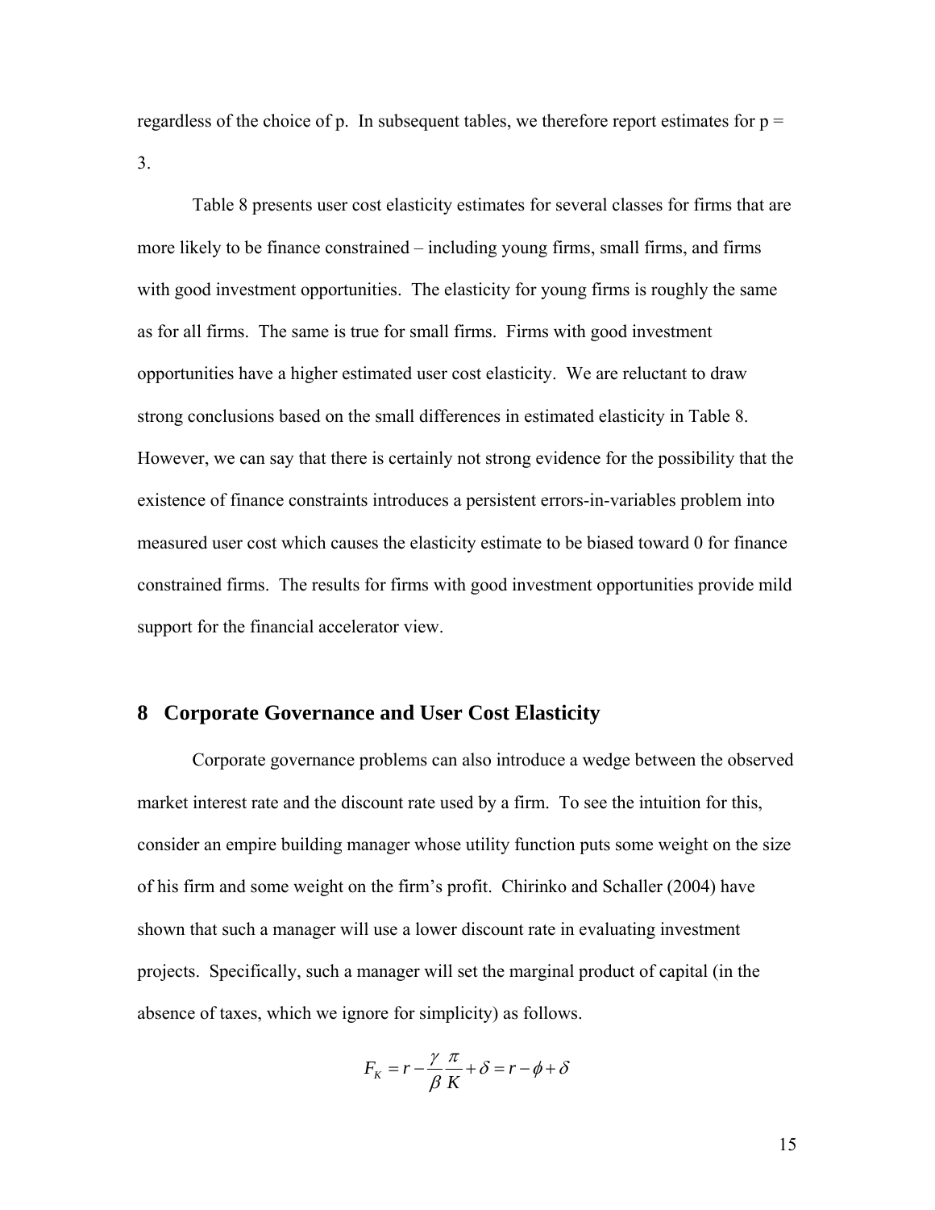regardless of the choice of p. In subsequent tables, we therefore report estimates for p = 3.

Table 8 presents user cost elasticity estimates for several classes for firms that are more likely to be finance constrained – including young firms, small firms, and firms with good investment opportunities. The elasticity for young firms is roughly the same as for all firms. The same is true for small firms. Firms with good investment opportunities have a higher estimated user cost elasticity. We are reluctant to draw strong conclusions based on the small differences in estimated elasticity in Table 8. However, we can say that there is certainly not strong evidence for the possibility that the existence of finance constraints introduces a persistent errors-in-variables problem into measured user cost which causes the elasticity estimate to be biased toward 0 for finance constrained firms. The results for firms with good investment opportunities provide mild support for the financial accelerator view.

## 8 Corporate Governance and User Cost Elasticity

Corporate governance problems can also introduce a wedge between the observed market interest rate and the discount rate used by a firm. To see the intuition for this, consider an empire building manager whose utility function puts some weight on the size of his firm and some weight on the firm's profit. Chirinko and Schaller (2004) have shown that such a manager will use a lower discount rate in evaluating investment projects. Specifically, such a manager will set the marginal product of capital (in the absence of taxes, which we ignore for simplicity) as follows.

$$F_K = r - \frac{\gamma}{\beta}\frac{\pi}{K} + \delta = r - \phi + \delta$$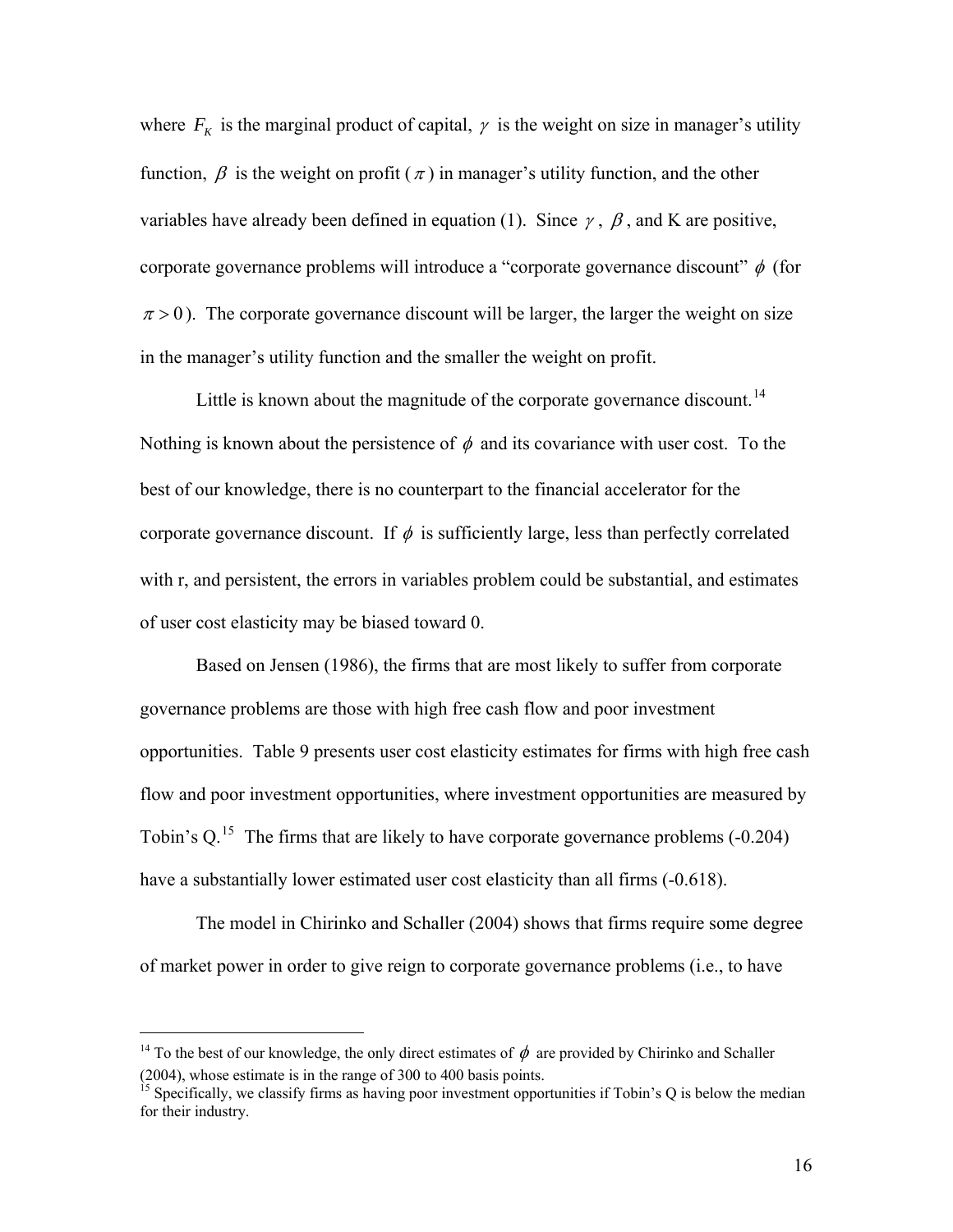where $F_K$ is the marginal product of capital, $\gamma$ is the weight on size in manager's utility function, $\beta$ is the weight on profit ($\pi$) in manager's utility function, and the other variables have already been defined in equation (1). Since $\gamma$, $\beta$, and K are positive, corporate governance problems will introduce a "corporate governance discount" $\phi$ (for $\pi > 0$). The corporate governance discount will be larger, the larger the weight on size in the manager's utility function and the smaller the weight on profit.

Little is known about the magnitude of the corporate governance discount.[14] Nothing is known about the persistence of $\phi$ and its covariance with user cost. To the best of our knowledge, there is no counterpart to the financial accelerator for the corporate governance discount. If $\phi$ is sufficiently large, less than perfectly correlated with r, and persistent, the errors in variables problem could be substantial, and estimates of user cost elasticity may be biased toward 0.

Based on Jensen (1986), the firms that are most likely to suffer from corporate governance problems are those with high free cash flow and poor investment opportunities. Table 9 presents user cost elasticity estimates for firms with high free cash flow and poor investment opportunities, where investment opportunities are measured by Tobin's Q.[15] The firms that are likely to have corporate governance problems (-0.204) have a substantially lower estimated user cost elasticity than all firms (-0.618).

The model in Chirinko and Schaller (2004) shows that firms require some degree of market power in order to give reign to corporate governance problems (i.e., to have

---

[14] To the best of our knowledge, the only direct estimates of $\phi$ are provided by Chirinko and Schaller (2004), whose estimate is in the range of 300 to 400 basis points.

[15] Specifically, we classify firms as having poor investment opportunities if Tobin's Q is below the median for their industry.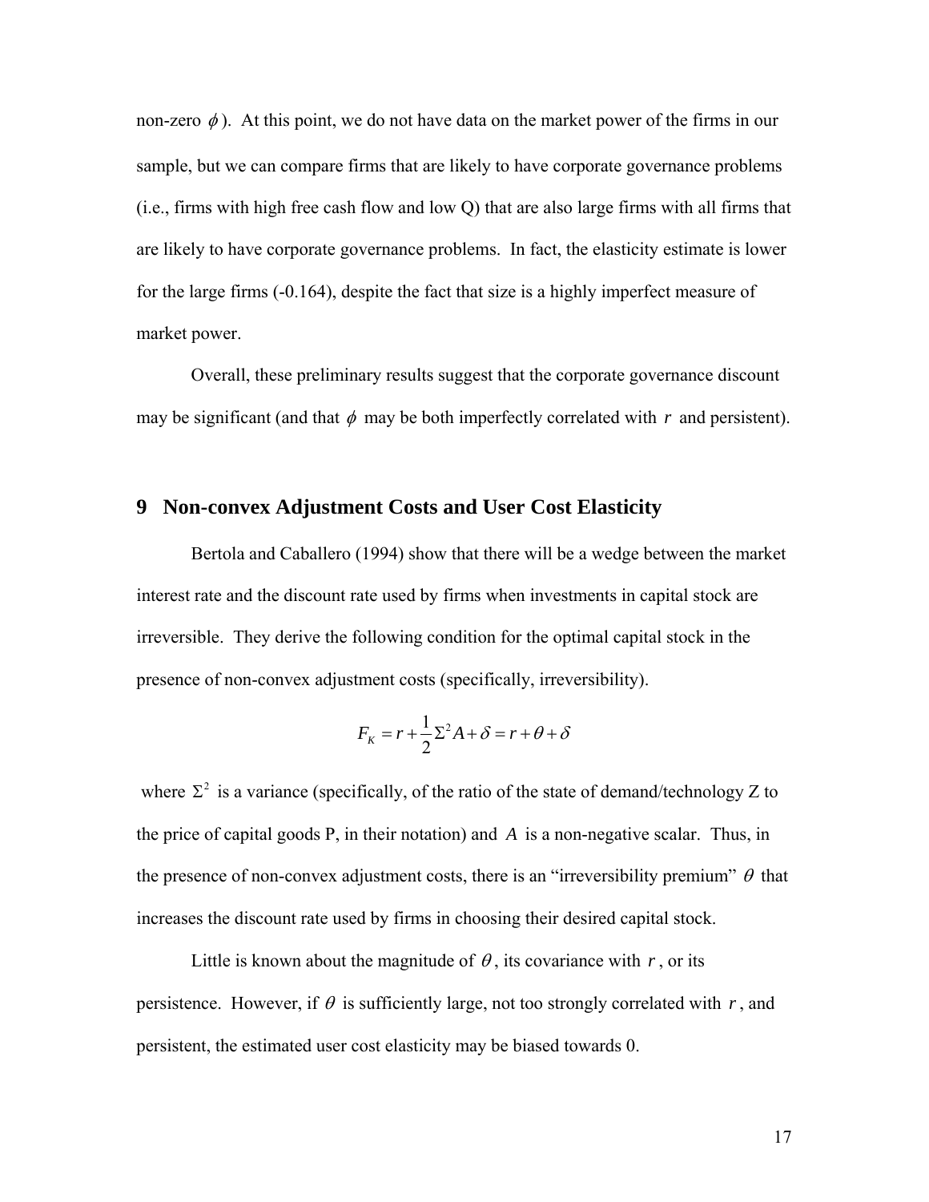non-zero $\phi$). At this point, we do not have data on the market power of the firms in our sample, but we can compare firms that are likely to have corporate governance problems (i.e., firms with high free cash flow and low Q) that are also large firms with all firms that are likely to have corporate governance problems. In fact, the elasticity estimate is lower for the large firms (-0.164), despite the fact that size is a highly imperfect measure of market power.

Overall, these preliminary results suggest that the corporate governance discount may be significant (and that $\phi$ may be both imperfectly correlated with $r$ and persistent).

## 9 Non-convex Adjustment Costs and User Cost Elasticity

Bertola and Caballero (1994) show that there will be a wedge between the market interest rate and the discount rate used by firms when investments in capital stock are irreversible. They derive the following condition for the optimal capital stock in the presence of non-convex adjustment costs (specifically, irreversibility).

$$F_K = r + \frac{1}{2}\Sigma^2 A + \delta = r + \theta + \delta$$

where $\Sigma^2$ is a variance (specifically, of the ratio of the state of demand/technology Z to the price of capital goods P, in their notation) and $A$ is a non-negative scalar. Thus, in the presence of non-convex adjustment costs, there is an "irreversibility premium" $\theta$ that increases the discount rate used by firms in choosing their desired capital stock.

Little is known about the magnitude of $\theta$, its covariance with $r$, or its persistence. However, if $\theta$ is sufficiently large, not too strongly correlated with $r$, and persistent, the estimated user cost elasticity may be biased towards 0.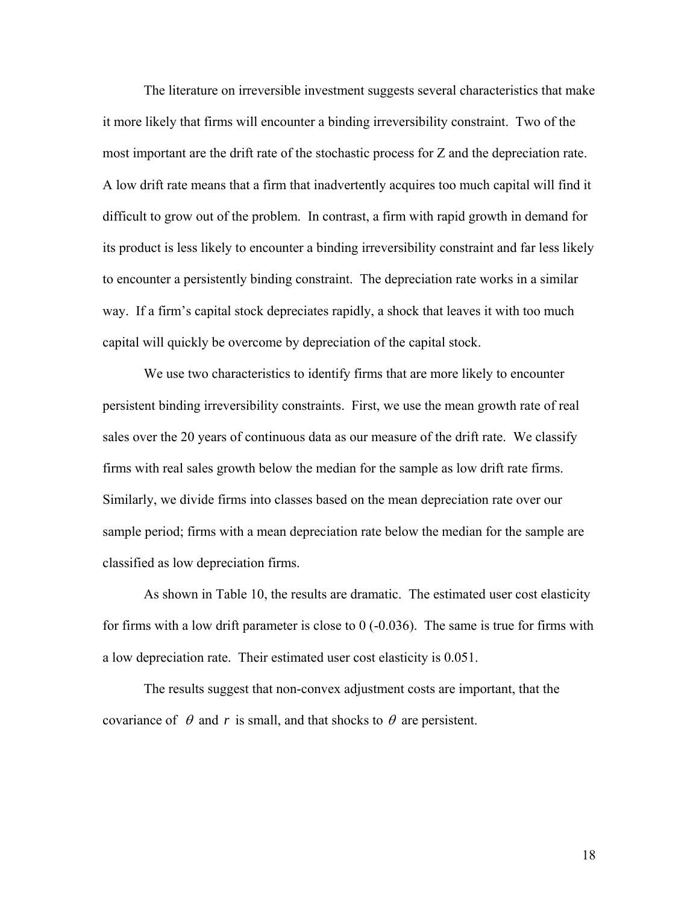The literature on irreversible investment suggests several characteristics that make it more likely that firms will encounter a binding irreversibility constraint. Two of the most important are the drift rate of the stochastic process for Z and the depreciation rate. A low drift rate means that a firm that inadvertently acquires too much capital will find it difficult to grow out of the problem. In contrast, a firm with rapid growth in demand for its product is less likely to encounter a binding irreversibility constraint and far less likely to encounter a persistently binding constraint. The depreciation rate works in a similar way. If a firm's capital stock depreciates rapidly, a shock that leaves it with too much capital will quickly be overcome by depreciation of the capital stock.

We use two characteristics to identify firms that are more likely to encounter persistent binding irreversibility constraints. First, we use the mean growth rate of real sales over the 20 years of continuous data as our measure of the drift rate. We classify firms with real sales growth below the median for the sample as low drift rate firms. Similarly, we divide firms into classes based on the mean depreciation rate over our sample period; firms with a mean depreciation rate below the median for the sample are classified as low depreciation firms.

As shown in Table 10, the results are dramatic. The estimated user cost elasticity for firms with a low drift parameter is close to 0 (-0.036). The same is true for firms with a low depreciation rate. Their estimated user cost elasticity is 0.051.

The results suggest that non-convex adjustment costs are important, that the covariance of $\theta$ and $r$ is small, and that shocks to $\theta$ are persistent.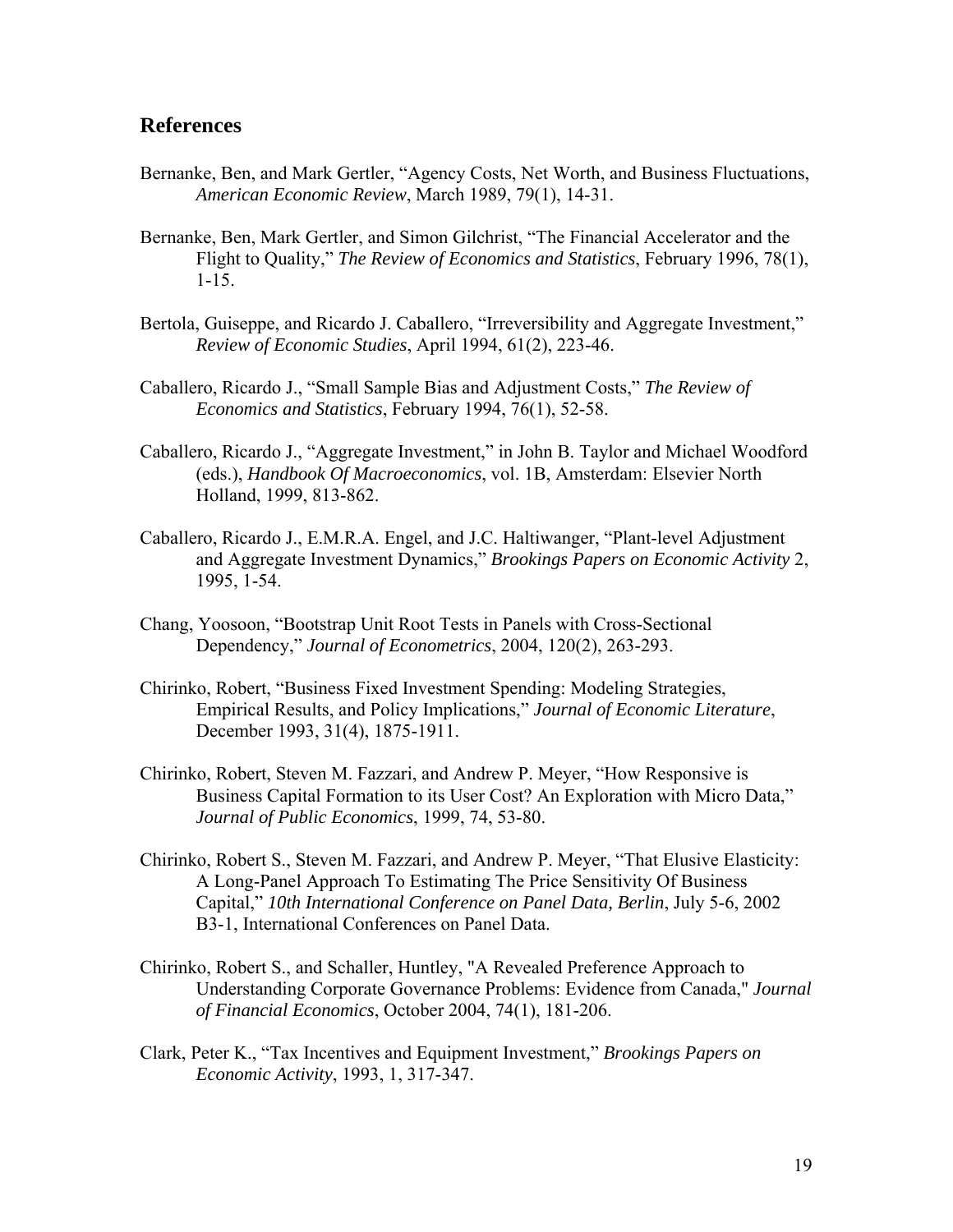## References

Bernanke, Ben, and Mark Gertler, "Agency Costs, Net Worth, and Business Fluctuations, *American Economic Review*, March 1989, 79(1), 14-31.

Bernanke, Ben, Mark Gertler, and Simon Gilchrist, "The Financial Accelerator and the Flight to Quality," *The Review of Economics and Statistics*, February 1996, 78(1), 1-15.

Bertola, Guiseppe, and Ricardo J. Caballero, "Irreversibility and Aggregate Investment," *Review of Economic Studies*, April 1994, 61(2), 223-46.

Caballero, Ricardo J., "Small Sample Bias and Adjustment Costs," *The Review of Economics and Statistics*, February 1994, 76(1), 52-58.

Caballero, Ricardo J., "Aggregate Investment," in John B. Taylor and Michael Woodford (eds.), *Handbook Of Macroeconomics*, vol. 1B, Amsterdam: Elsevier North Holland, 1999, 813-862.

Caballero, Ricardo J., E.M.R.A. Engel, and J.C. Haltiwanger, "Plant-level Adjustment and Aggregate Investment Dynamics," *Brookings Papers on Economic Activity* 2, 1995, 1-54.

Chang, Yoosoon, "Bootstrap Unit Root Tests in Panels with Cross-Sectional Dependency," *Journal of Econometrics*, 2004, 120(2), 263-293.

Chirinko, Robert, "Business Fixed Investment Spending: Modeling Strategies, Empirical Results, and Policy Implications," *Journal of Economic Literature*, December 1993, 31(4), 1875-1911.

Chirinko, Robert, Steven M. Fazzari, and Andrew P. Meyer, "How Responsive is Business Capital Formation to its User Cost? An Exploration with Micro Data," *Journal of Public Economics*, 1999, 74, 53-80.

Chirinko, Robert S., Steven M. Fazzari, and Andrew P. Meyer, "That Elusive Elasticity: A Long-Panel Approach To Estimating The Price Sensitivity Of Business Capital," *10th International Conference on Panel Data, Berlin*, July 5-6, 2002 B3-1, International Conferences on Panel Data.

Chirinko, Robert S., and Schaller, Huntley, "A Revealed Preference Approach to Understanding Corporate Governance Problems: Evidence from Canada," *Journal of Financial Economics*, October 2004, 74(1), 181-206.

Clark, Peter K., "Tax Incentives and Equipment Investment," *Brookings Papers on Economic Activity*, 1993, 1, 317-347.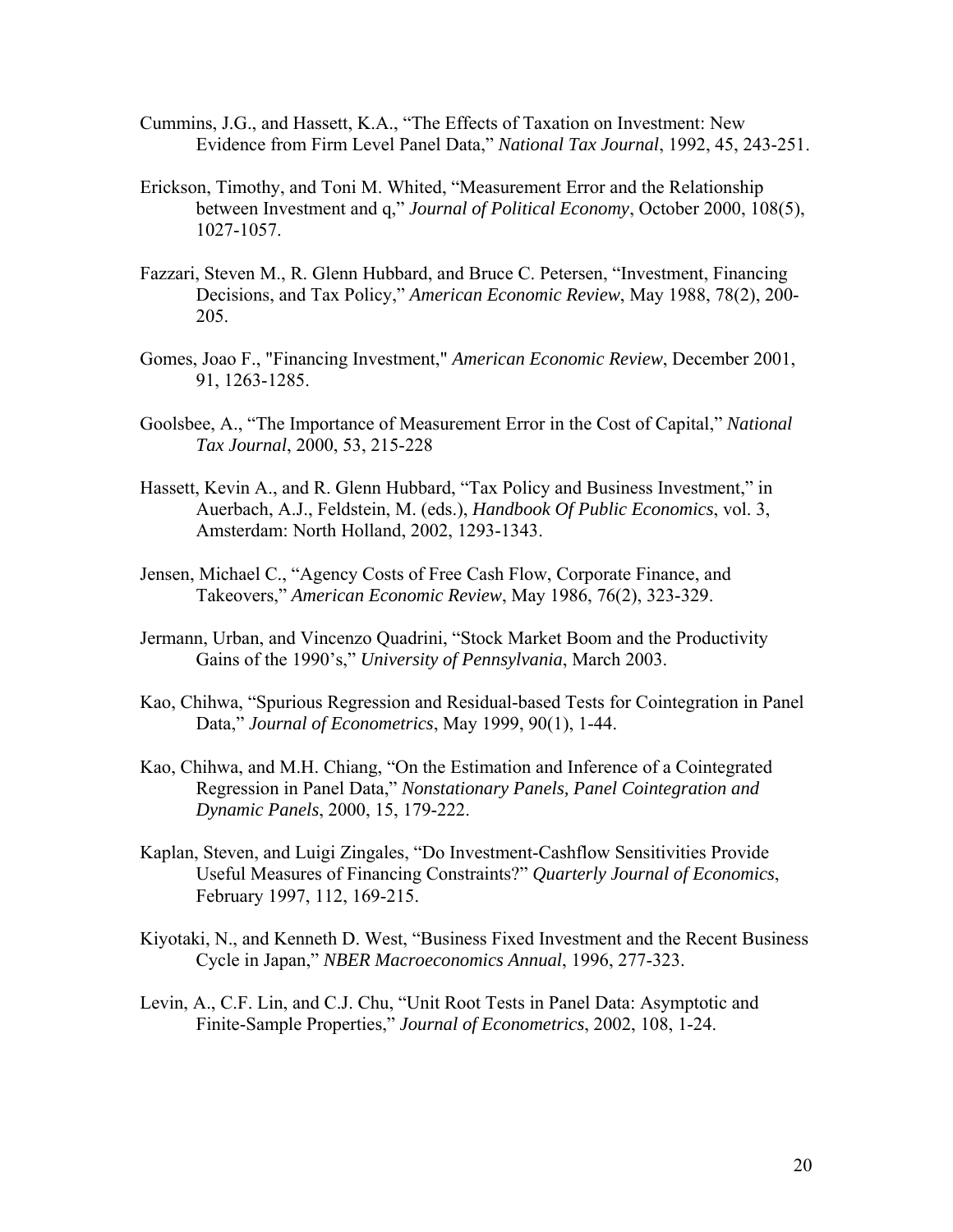Cummins, J.G., and Hassett, K.A., "The Effects of Taxation on Investment: New Evidence from Firm Level Panel Data," *National Tax Journal*, 1992, 45, 243-251.

Erickson, Timothy, and Toni M. Whited, "Measurement Error and the Relationship between Investment and q," *Journal of Political Economy*, October 2000, 108(5), 1027-1057.

Fazzari, Steven M., R. Glenn Hubbard, and Bruce C. Petersen, "Investment, Financing Decisions, and Tax Policy," *American Economic Review*, May 1988, 78(2), 200-205.

Gomes, Joao F., "Financing Investment," *American Economic Review*, December 2001, 91, 1263-1285.

Goolsbee, A., "The Importance of Measurement Error in the Cost of Capital," *National Tax Journal*, 2000, 53, 215-228

Hassett, Kevin A., and R. Glenn Hubbard, "Tax Policy and Business Investment," in Auerbach, A.J., Feldstein, M. (eds.), *Handbook Of Public Economics*, vol. 3, Amsterdam: North Holland, 2002, 1293-1343.

Jensen, Michael C., "Agency Costs of Free Cash Flow, Corporate Finance, and Takeovers," *American Economic Review*, May 1986, 76(2), 323-329.

Jermann, Urban, and Vincenzo Quadrini, "Stock Market Boom and the Productivity Gains of the 1990's," *University of Pennsylvania*, March 2003.

Kao, Chihwa, "Spurious Regression and Residual-based Tests for Cointegration in Panel Data," *Journal of Econometrics*, May 1999, 90(1), 1-44.

Kao, Chihwa, and M.H. Chiang, "On the Estimation and Inference of a Cointegrated Regression in Panel Data," *Nonstationary Panels, Panel Cointegration and Dynamic Panels*, 2000, 15, 179-222.

Kaplan, Steven, and Luigi Zingales, "Do Investment-Cashflow Sensitivities Provide Useful Measures of Financing Constraints?" *Quarterly Journal of Economics*, February 1997, 112, 169-215.

Kiyotaki, N., and Kenneth D. West, "Business Fixed Investment and the Recent Business Cycle in Japan," *NBER Macroeconomics Annual*, 1996, 277-323.

Levin, A., C.F. Lin, and C.J. Chu, "Unit Root Tests in Panel Data: Asymptotic and Finite-Sample Properties," *Journal of Econometrics*, 2002, 108, 1-24.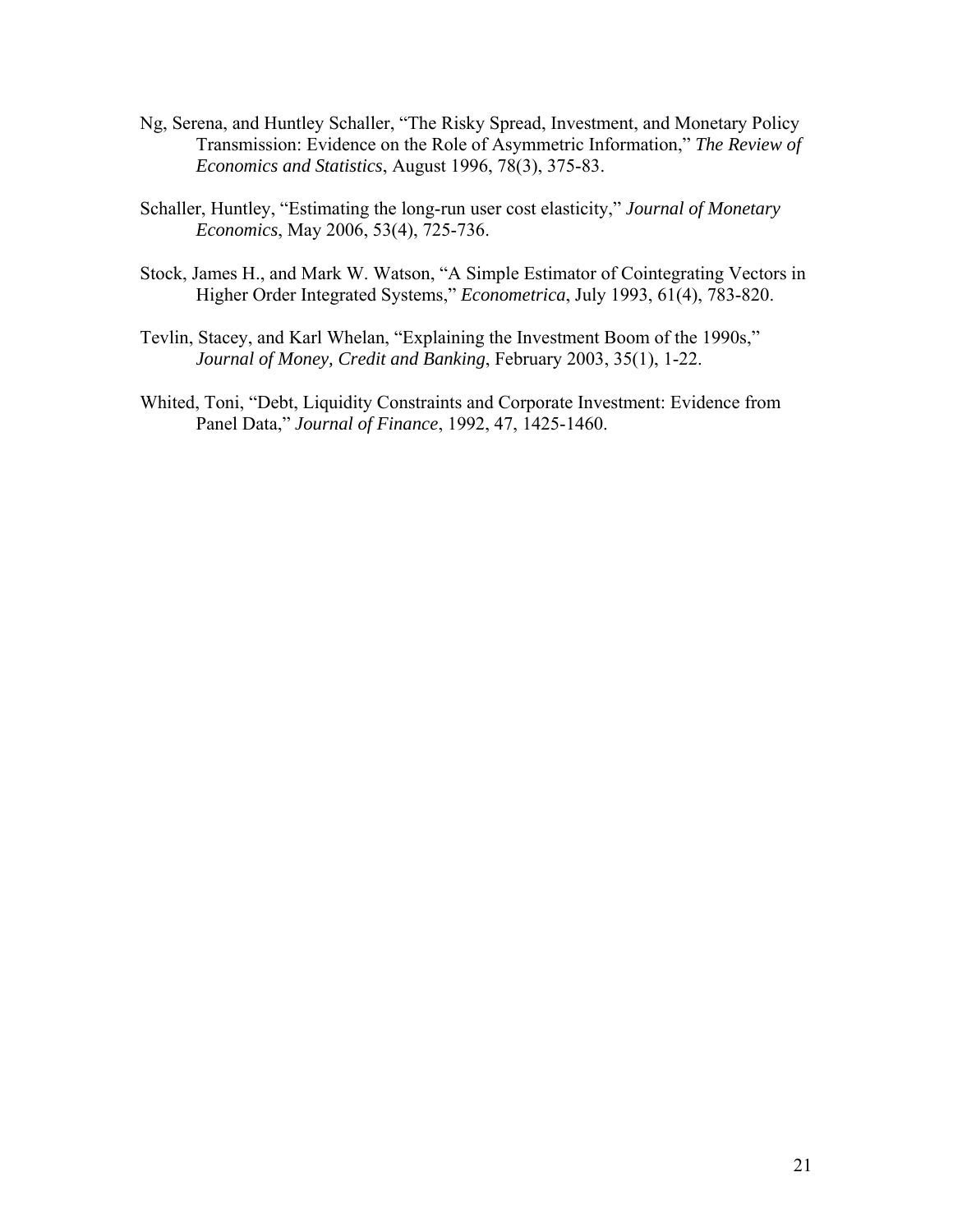Ng, Serena, and Huntley Schaller, "The Risky Spread, Investment, and Monetary Policy Transmission: Evidence on the Role of Asymmetric Information," *The Review of Economics and Statistics*, August 1996, 78(3), 375-83.

Schaller, Huntley, "Estimating the long-run user cost elasticity," *Journal of Monetary Economics*, May 2006, 53(4), 725-736.

Stock, James H., and Mark W. Watson, "A Simple Estimator of Cointegrating Vectors in Higher Order Integrated Systems," *Econometrica*, July 1993, 61(4), 783-820.

Tevlin, Stacey, and Karl Whelan, "Explaining the Investment Boom of the 1990s," *Journal of Money, Credit and Banking*, February 2003, 35(1), 1-22.

Whited, Toni, "Debt, Liquidity Constraints and Corporate Investment: Evidence from Panel Data," *Journal of Finance*, 1992, 47, 1425-1460.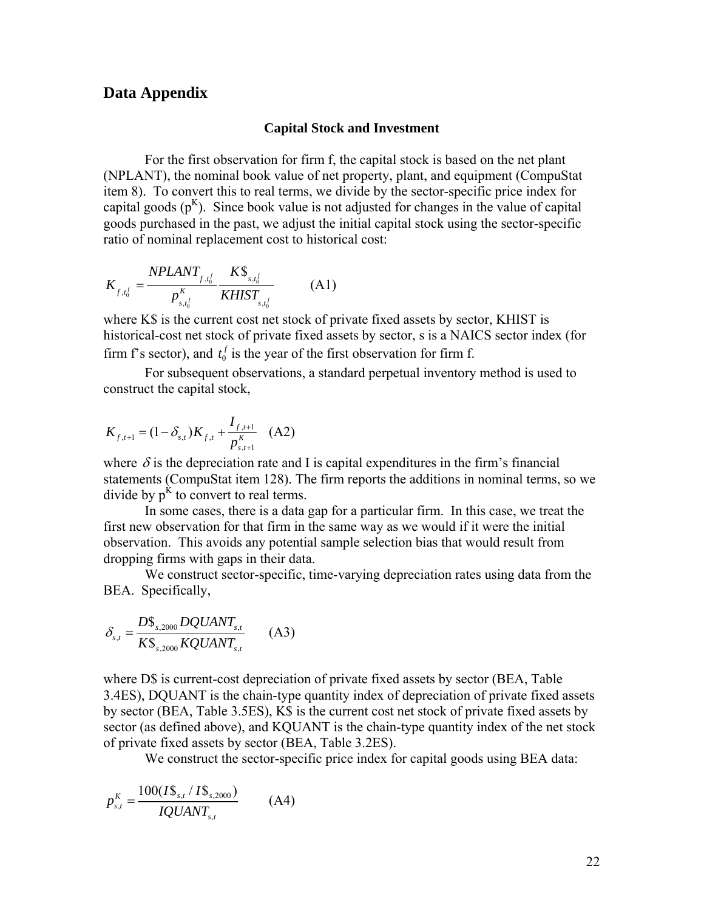## Data Appendix

### Capital Stock and Investment

For the first observation for firm f, the capital stock is based on the net plant (NPLANT), the nominal book value of net property, plant, and equipment (CompuStat item 8). To convert this to real terms, we divide by the sector-specific price index for capital goods ($p^K$). Since book value is not adjusted for changes in the value of capital goods purchased in the past, we adjust the initial capital stock using the sector-specific ratio of nominal replacement cost to historical cost:

$$K_{f,t_0^f} = \frac{NPLANT_{f,t_0^f}}{p^K_{s,t_0^f}} \frac{K\$_{s,t_0^f}}{KHIST_{s,t_0^f}} \qquad \text{(A1)}$$

where K$ is the current cost net stock of private fixed assets by sector, KHIST is historical-cost net stock of private fixed assets by sector, s is a NAICS sector index (for firm f's sector), and $t_0^f$ is the year of the first observation for firm f.

For subsequent observations, a standard perpetual inventory method is used to construct the capital stock,

$$K_{f,t+1} = (1-\delta_{s,t})K_{f,t} + \frac{I_{f,t+1}}{p^K_{s,t+1}} \quad \text{(A2)}$$

where $\delta$ is the depreciation rate and I is capital expenditures in the firm's financial statements (CompuStat item 128). The firm reports the additions in nominal terms, so we divide by $p^K$ to convert to real terms.

In some cases, there is a data gap for a particular firm. In this case, we treat the first new observation for that firm in the same way as we would if it were the initial observation. This avoids any potential sample selection bias that would result from dropping firms with gaps in their data.

We construct sector-specific, time-varying depreciation rates using data from the BEA. Specifically,

$$\delta_{s,t} = \frac{D\$_{s,2000}\, DQUANT_{s,t}}{K\$_{s,2000}\, KQUANT_{s,t}} \qquad \text{(A3)}$$

where D$ is current-cost depreciation of private fixed assets by sector (BEA, Table 3.4ES), DQUANT is the chain-type quantity index of depreciation of private fixed assets by sector (BEA, Table 3.5ES), K$ is the current cost net stock of private fixed assets by sector (as defined above), and KQUANT is the chain-type quantity index of the net stock of private fixed assets by sector (BEA, Table 3.2ES).

We construct the sector-specific price index for capital goods using BEA data:

$$p^K_{s,t} = \frac{100(I\$_{s,t} / I\$_{s,2000})}{IQUANT_{s,t}} \qquad \text{(A4)}$$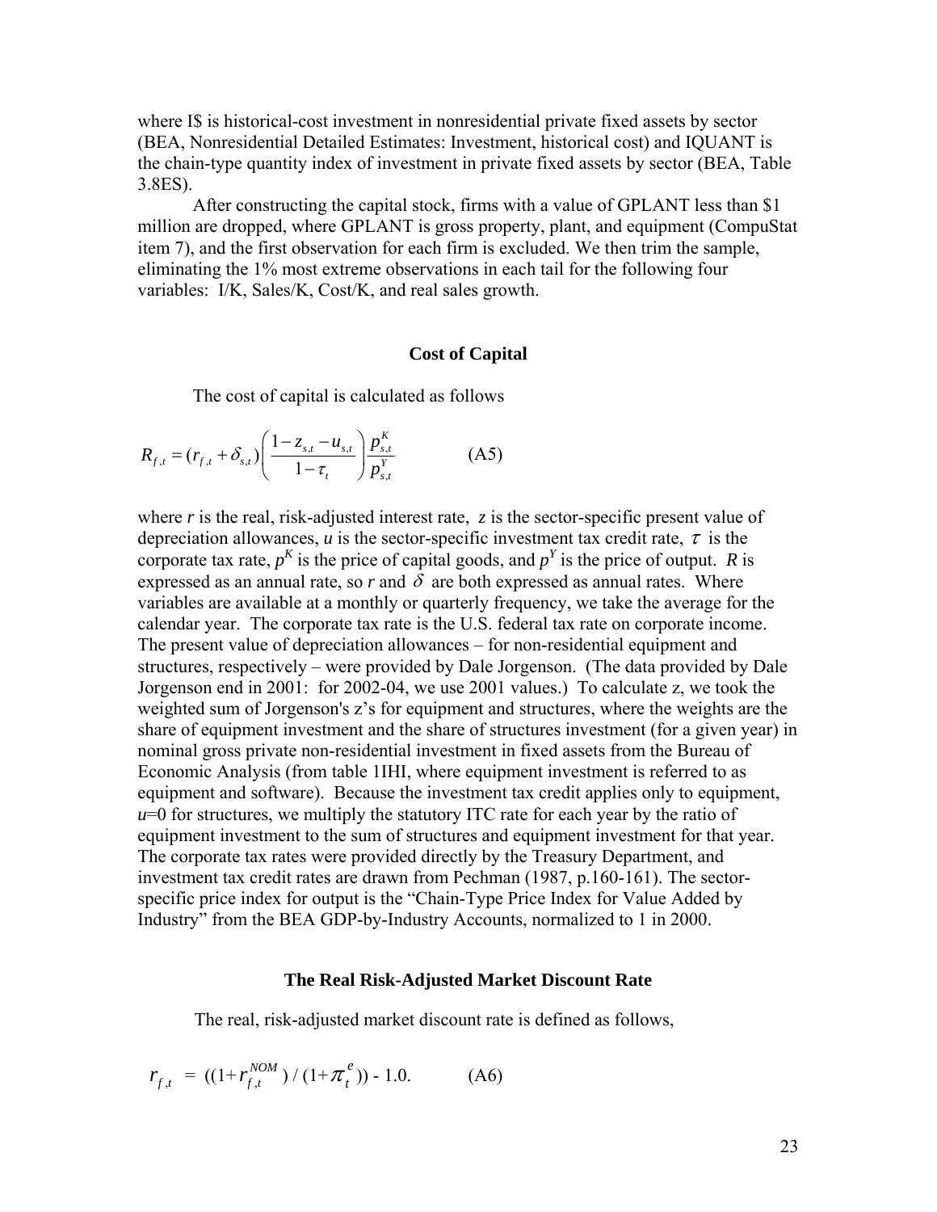where I$ is historical-cost investment in nonresidential private fixed assets by sector (BEA, Nonresidential Detailed Estimates: Investment, historical cost) and IQUANT is the chain-type quantity index of investment in private fixed assets by sector (BEA, Table 3.8ES).

After constructing the capital stock, firms with a value of GPLANT less than $1 million are dropped, where GPLANT is gross property, plant, and equipment (CompuStat item 7), and the first observation for each firm is excluded. We then trim the sample, eliminating the 1% most extreme observations in each tail for the following four variables: I/K, Sales/K, Cost/K, and real sales growth.

### Cost of Capital

The cost of capital is calculated as follows

$$R_{f,t} = (r_{f,t} + \delta_{s,t}) \left( \frac{1 - z_{s,t} - u_{s,t}}{1 - \tau_t} \right) \frac{p^K_{s,t}}{p^Y_{s,t}} \qquad \text{(A5)}$$

where $r$ is the real, risk-adjusted interest rate, $z$ is the sector-specific present value of depreciation allowances, $u$ is the sector-specific investment tax credit rate, $\tau$ is the corporate tax rate, $p^K$ is the price of capital goods, and $p^Y$ is the price of output. $R$ is expressed as an annual rate, so $r$ and $\delta$ are both expressed as annual rates. Where variables are available at a monthly or quarterly frequency, we take the average for the calendar year. The corporate tax rate is the U.S. federal tax rate on corporate income. The present value of depreciation allowances – for non-residential equipment and structures, respectively – were provided by Dale Jorgenson. (The data provided by Dale Jorgenson end in 2001: for 2002-04, we use 2001 values.) To calculate z, we took the weighted sum of Jorgenson's z's for equipment and structures, where the weights are the share of equipment investment and the share of structures investment (for a given year) in nominal gross private non-residential investment in fixed assets from the Bureau of Economic Analysis (from table 1IHI, where equipment investment is referred to as equipment and software). Because the investment tax credit applies only to equipment, $u$=0 for structures, we multiply the statutory ITC rate for each year by the ratio of equipment investment to the sum of structures and equipment investment for that year. The corporate tax rates were provided directly by the Treasury Department, and investment tax credit rates are drawn from Pechman (1987, p.160-161). The sector-specific price index for output is the "Chain-Type Price Index for Value Added by Industry" from the BEA GDP-by-Industry Accounts, normalized to 1 in 2000.

### The Real Risk-Adjusted Market Discount Rate

The real, risk-adjusted market discount rate is defined as follows,

$$r_{f,t} = ((1 + r^{NOM}_{f,t}) / (1 + \pi^e_t)) - 1.0. \qquad \text{(A6)}$$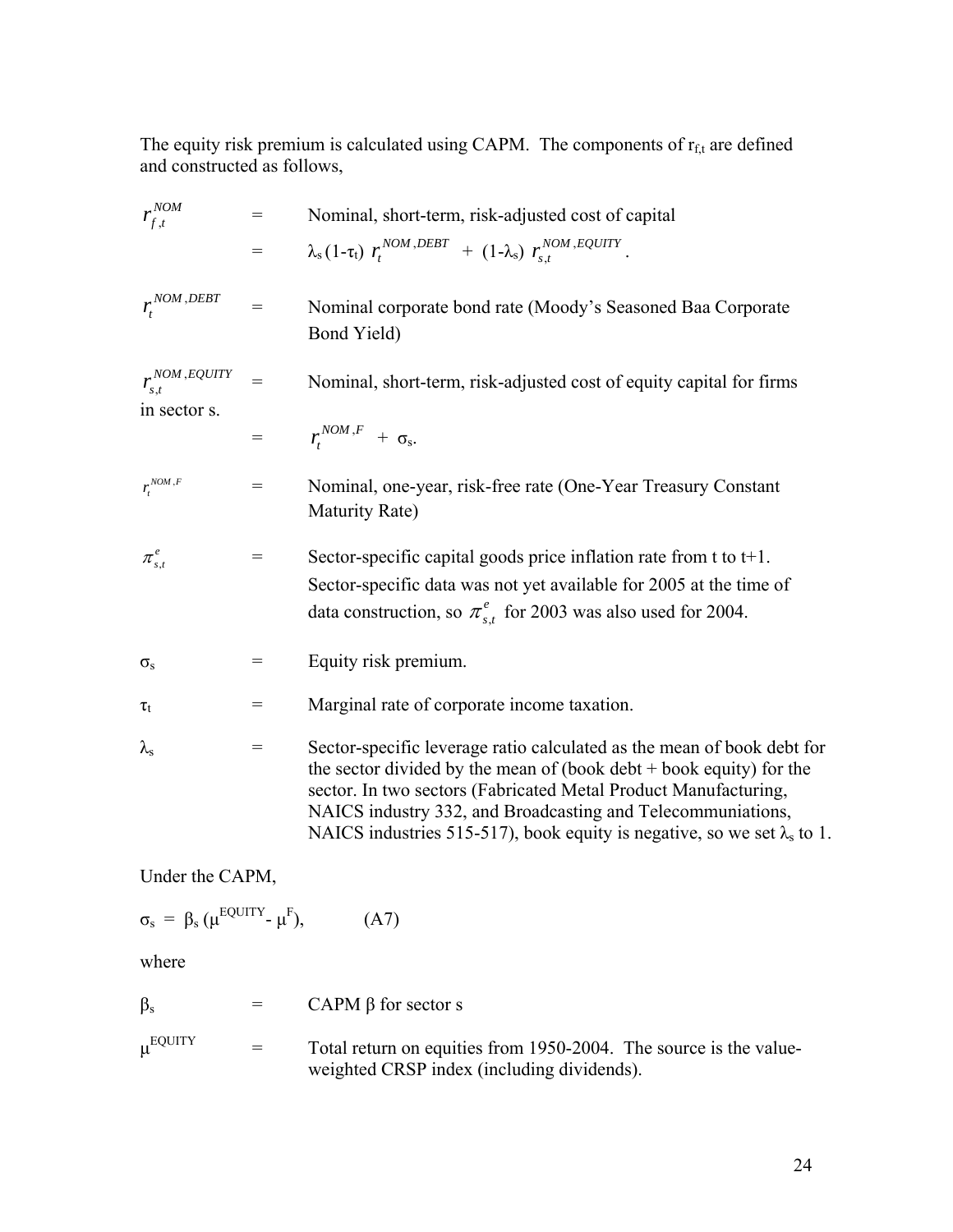The equity risk premium is calculated using CAPM. The components of $r_{f,t}$ are defined and constructed as follows,

$r_{f,t}^{NOM}$ = Nominal, short-term, risk-adjusted cost of capital

= $\lambda_s (1-\tau_t)\ r_t^{NOM,DEBT} + (1-\lambda_s)\ r_{s,t}^{NOM,EQUITY}$.

$r_t^{NOM,DEBT}$ = Nominal corporate bond rate (Moody's Seasoned Baa Corporate Bond Yield)

$r_{s,t}^{NOM,EQUITY}$ = Nominal, short-term, risk-adjusted cost of equity capital for firms in sector s.

= $r_t^{NOM,F} + \sigma_s$.

$r_t^{NOM,F}$ = Nominal, one-year, risk-free rate (One-Year Treasury Constant Maturity Rate)

$\pi_{s,t}^e$ = Sector-specific capital goods price inflation rate from t to t+1. Sector-specific data was not yet available for 2005 at the time of data construction, so $\pi_{s,t}^e$ for 2003 was also used for 2004.

$\sigma_s$ = Equity risk premium.

$\tau_t$ = Marginal rate of corporate income taxation.

$\lambda_s$ = Sector-specific leverage ratio calculated as the mean of book debt for the sector divided by the mean of (book debt + book equity) for the sector. In two sectors (Fabricated Metal Product Manufacturing, NAICS industry 332, and Broadcasting and Telecommuniations, NAICS industries 515-517), book equity is negative, so we set $\lambda_s$ to 1.

Under the CAPM,

$$\sigma_s = \beta_s (\mu^{EQUITY} - \mu^F), \qquad \text{(A7)}$$

where

$\beta_s$ = CAPM $\beta$ for sector s

$\mu^{EQUITY}$ = Total return on equities from 1950-2004. The source is the value-weighted CRSP index (including dividends).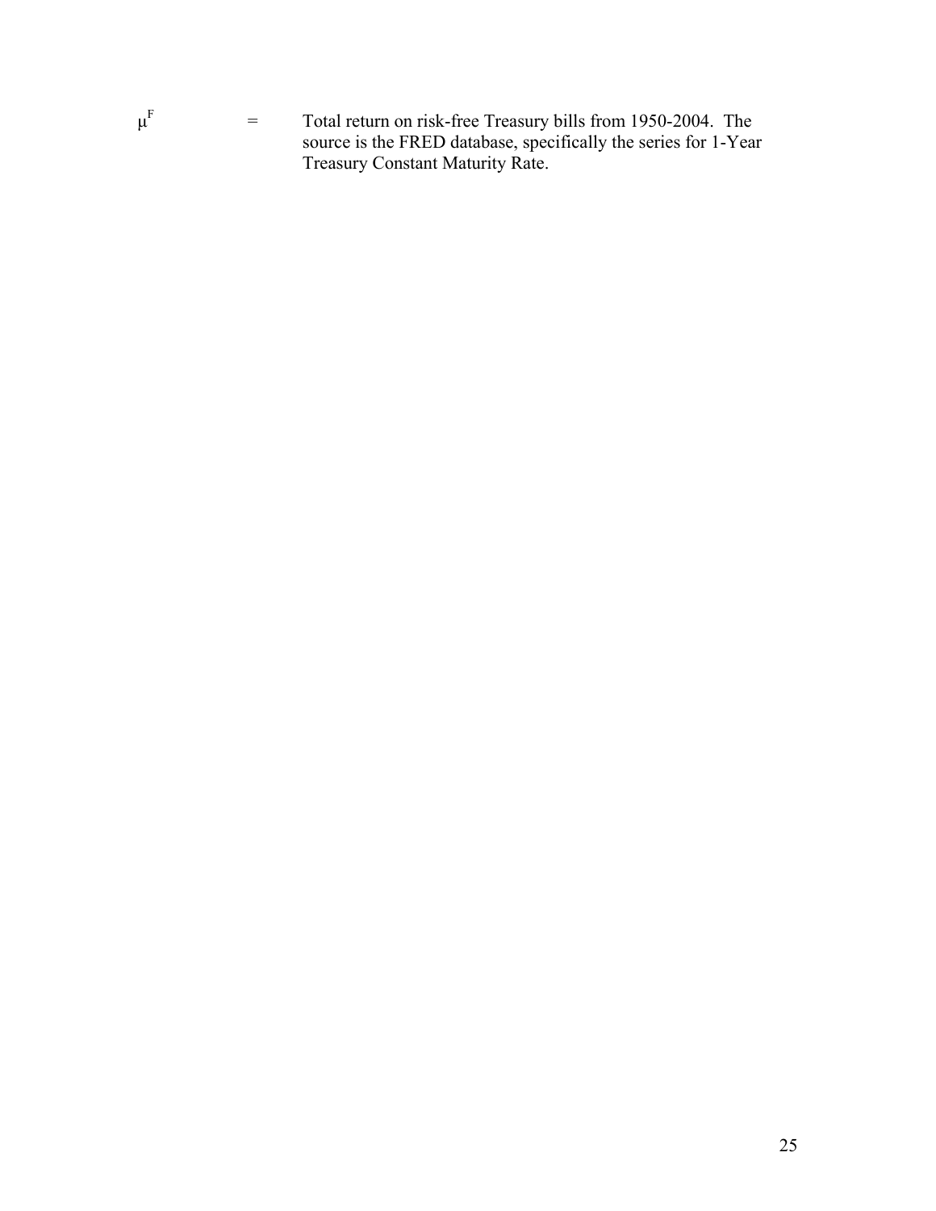$\mu^F$ = Total return on risk-free Treasury bills from 1950-2004. The source is the FRED database, specifically the series for 1-Year Treasury Constant Maturity Rate.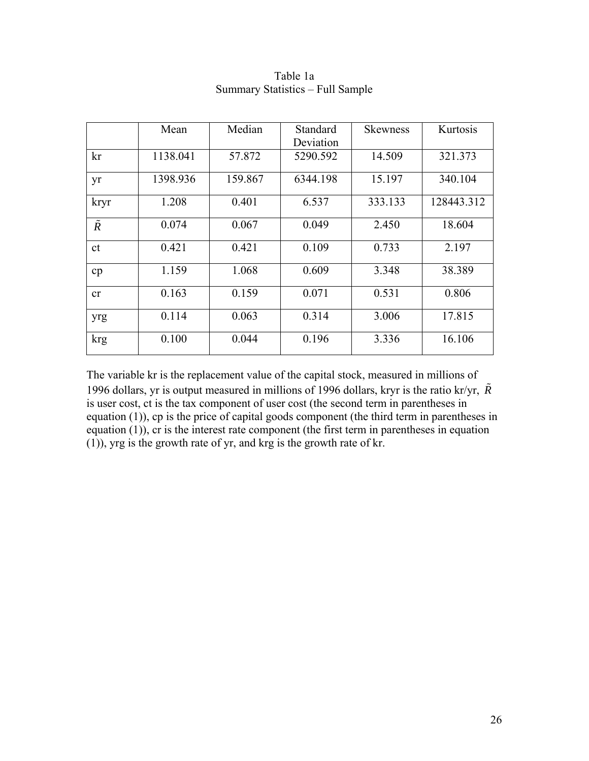Table 1a
Summary Statistics – Full Sample

| | Mean | Median | Standard Deviation | Skewness | Kurtosis |
|---|---|---|---|---|---|
| kr | 1138.041 | 57.872 | 5290.592 | 14.509 | 321.373 |
| yr | 1398.936 | 159.867 | 6344.198 | 15.197 | 340.104 |
| kryr | 1.208 | 0.401 | 6.537 | 333.133 | 128443.312 |
| $\tilde{R}$ | 0.074 | 0.067 | 0.049 | 2.450 | 18.604 |
| ct | 0.421 | 0.421 | 0.109 | 0.733 | 2.197 |
| cp | 1.159 | 1.068 | 0.609 | 3.348 | 38.389 |
| cr | 0.163 | 0.159 | 0.071 | 0.531 | 0.806 |
| yrg | 0.114 | 0.063 | 0.314 | 3.006 | 17.815 |
| krg | 0.100 | 0.044 | 0.196 | 3.336 | 16.106 |

The variable kr is the replacement value of the capital stock, measured in millions of 1996 dollars, yr is output measured in millions of 1996 dollars, kryr is the ratio kr/yr, $\tilde{R}$ is user cost, ct is the tax component of user cost (the second term in parentheses in equation (1)), cp is the price of capital goods component (the third term in parentheses in equation (1)), cr is the interest rate component (the first term in parentheses in equation (1)), yrg is the growth rate of yr, and krg is the growth rate of kr.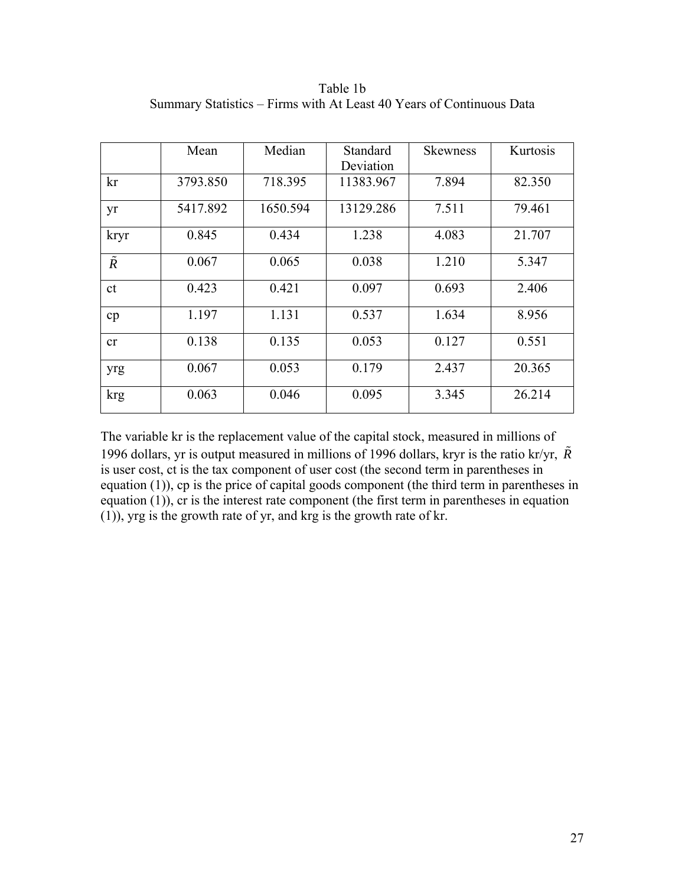Table 1b
Summary Statistics – Firms with At Least 40 Years of Continuous Data

| | Mean | Median | Standard Deviation | Skewness | Kurtosis |
|---|---|---|---|---|---|
| kr | 3793.850 | 718.395 | 11383.967 | 7.894 | 82.350 |
| yr | 5417.892 | 1650.594 | 13129.286 | 7.511 | 79.461 |
| kryr | 0.845 | 0.434 | 1.238 | 4.083 | 21.707 |
| $\tilde{R}$ | 0.067 | 0.065 | 0.038 | 1.210 | 5.347 |
| ct | 0.423 | 0.421 | 0.097 | 0.693 | 2.406 |
| cp | 1.197 | 1.131 | 0.537 | 1.634 | 8.956 |
| cr | 0.138 | 0.135 | 0.053 | 0.127 | 0.551 |
| yrg | 0.067 | 0.053 | 0.179 | 2.437 | 20.365 |
| krg | 0.063 | 0.046 | 0.095 | 3.345 | 26.214 |

The variable kr is the replacement value of the capital stock, measured in millions of 1996 dollars, yr is output measured in millions of 1996 dollars, kryr is the ratio kr/yr, $\tilde{R}$ is user cost, ct is the tax component of user cost (the second term in parentheses in equation (1)), cp is the price of capital goods component (the third term in parentheses in equation (1)), cr is the interest rate component (the first term in parentheses in equation (1)), yrg is the growth rate of yr, and krg is the growth rate of kr.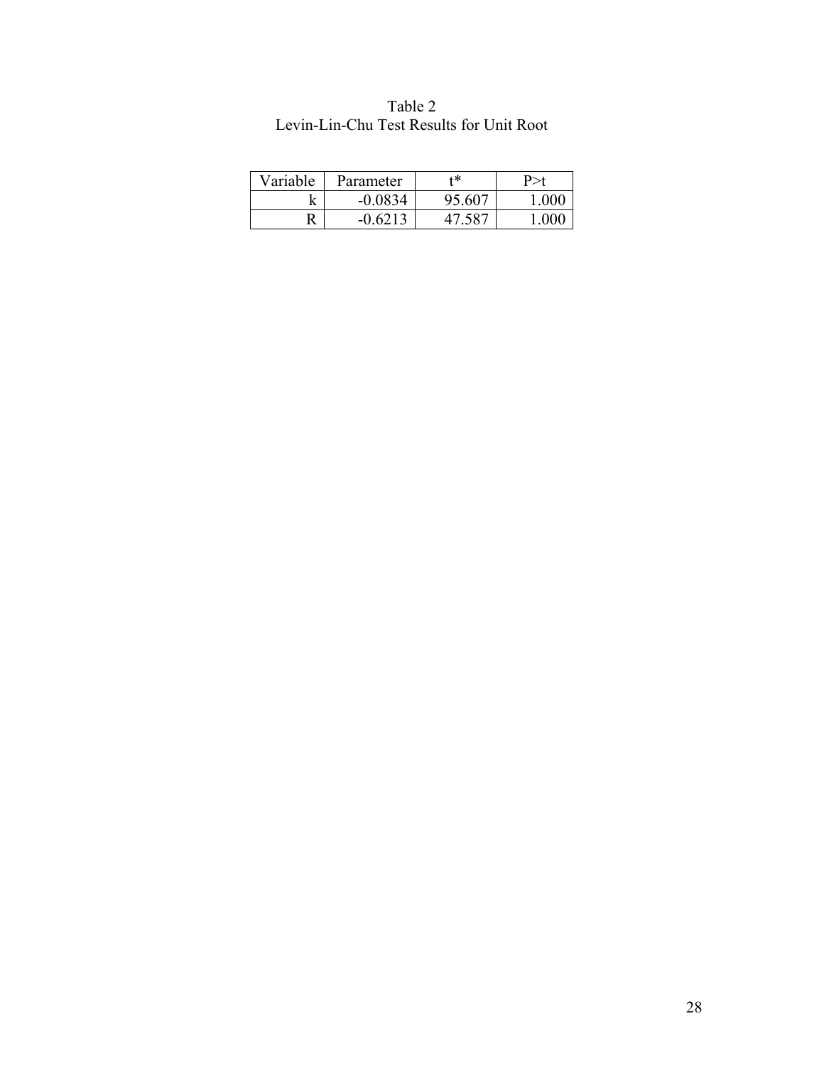Table 2
Levin-Lin-Chu Test Results for Unit Root

| Variable | Parameter | t* | P>t |
|---|---|---|---|
| k | -0.0834 | 95.607 | 1.000 |
| R | -0.6213 | 47.587 | 1.000 |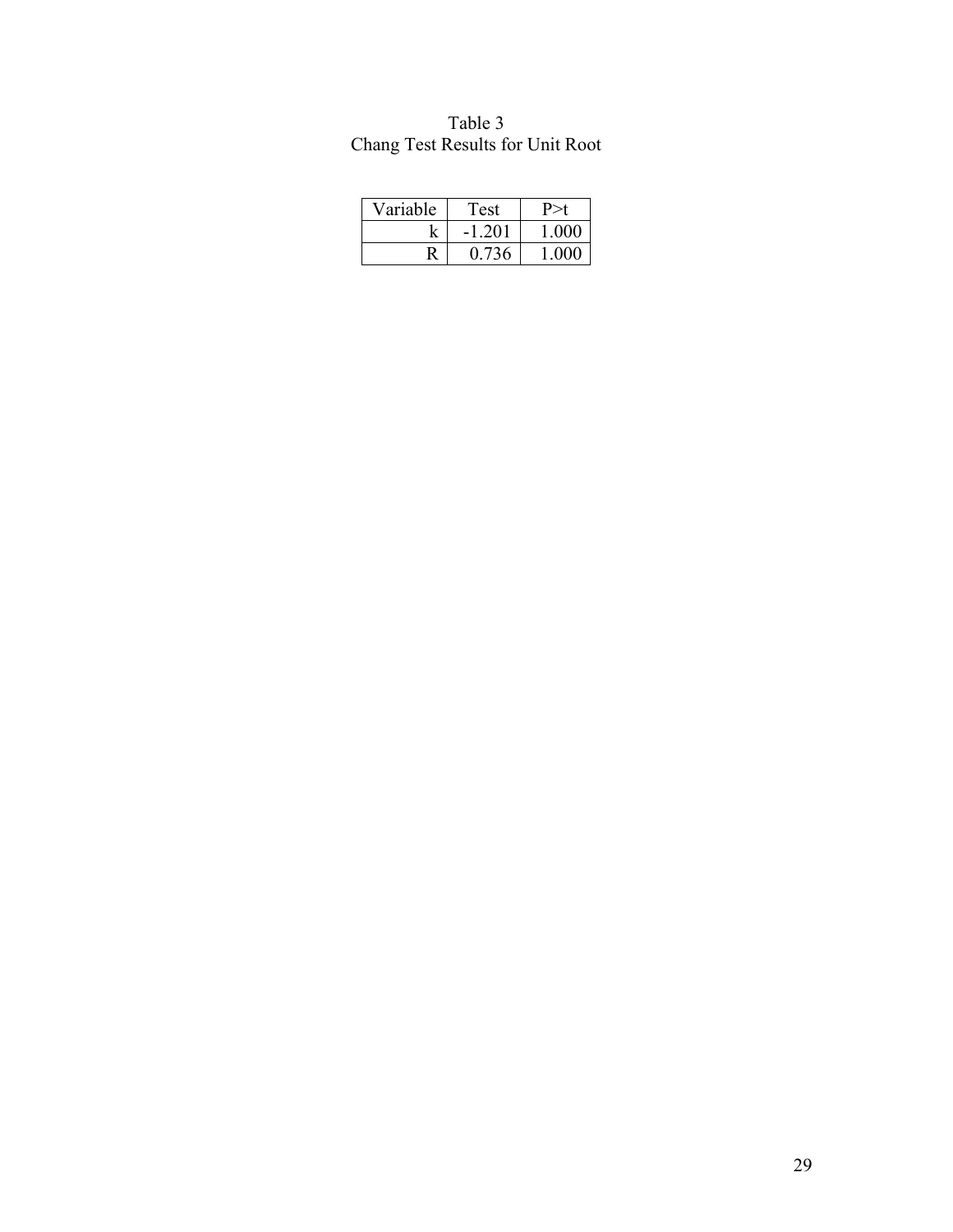Table 3
Chang Test Results for Unit Root

| Variable | Test | P>t |
|---|---|---|
| k | -1.201 | 1.000 |
| R | 0.736 | 1.000 |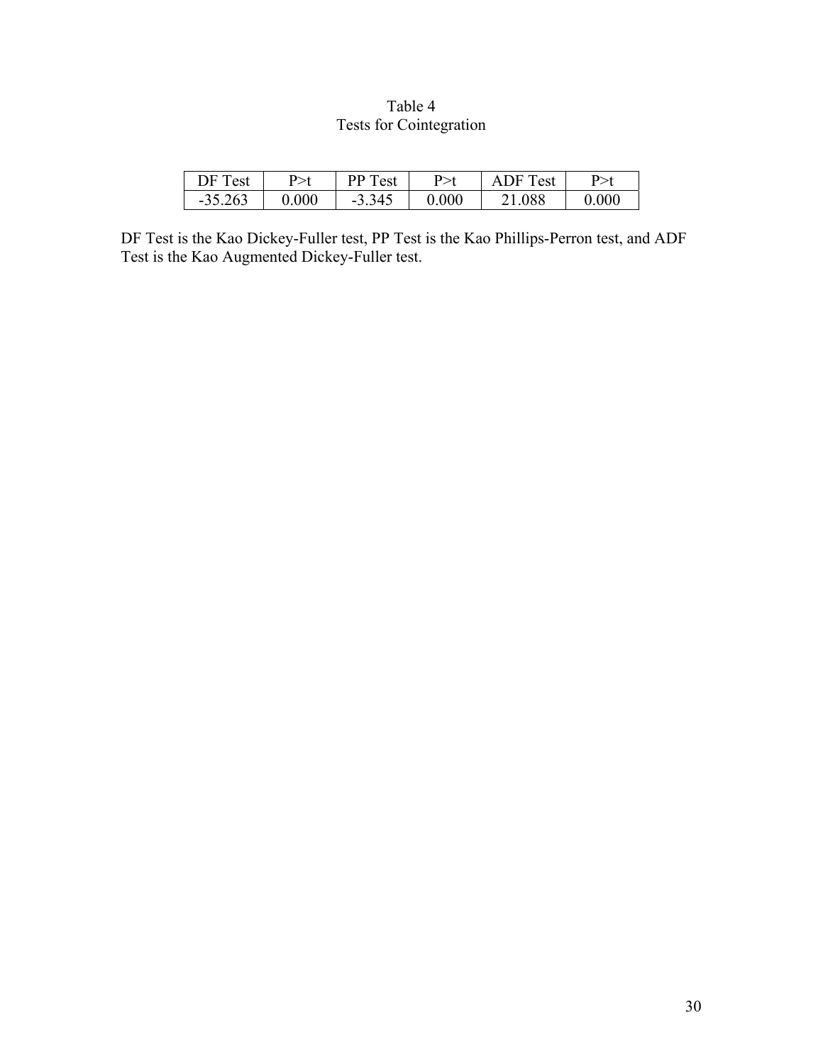Table 4
Tests for Cointegration

| DF Test | P>t | PP Test | P>t | ADF Test | P>t |
|---|---|---|---|---|---|
| -35.263 | 0.000 | -3.345 | 0.000 | 21.088 | 0.000 |

DF Test is the Kao Dickey-Fuller test, PP Test is the Kao Phillips-Perron test, and ADF Test is the Kao Augmented Dickey-Fuller test.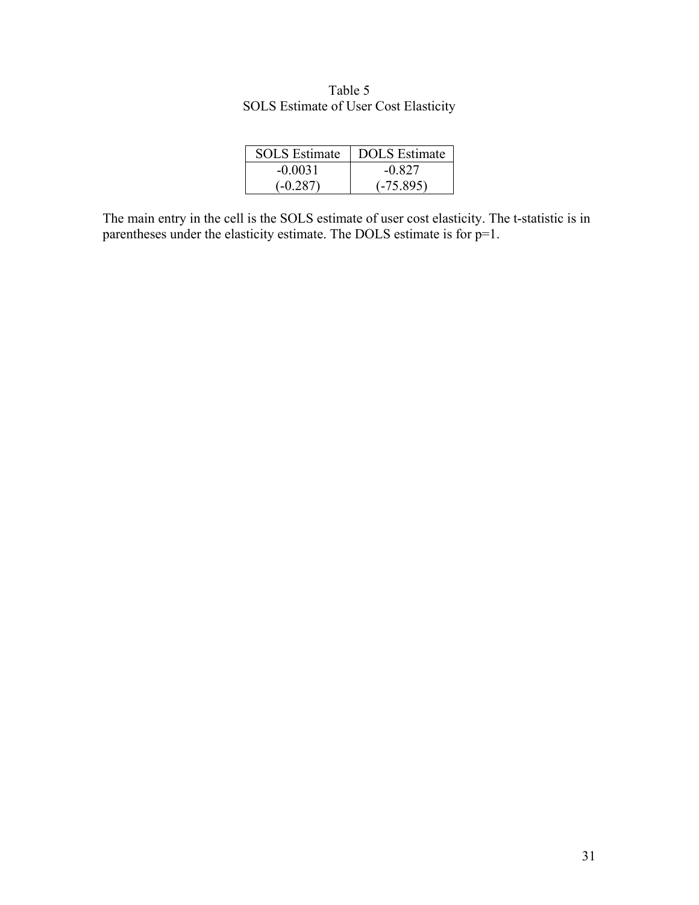Table 5
SOLS Estimate of User Cost Elasticity

| SOLS Estimate | DOLS Estimate |
|---|---|
| -0.0031<br>(-0.287) | -0.827<br>(-75.895) |

The main entry in the cell is the SOLS estimate of user cost elasticity. The t-statistic is in parentheses under the elasticity estimate. The DOLS estimate is for p=1.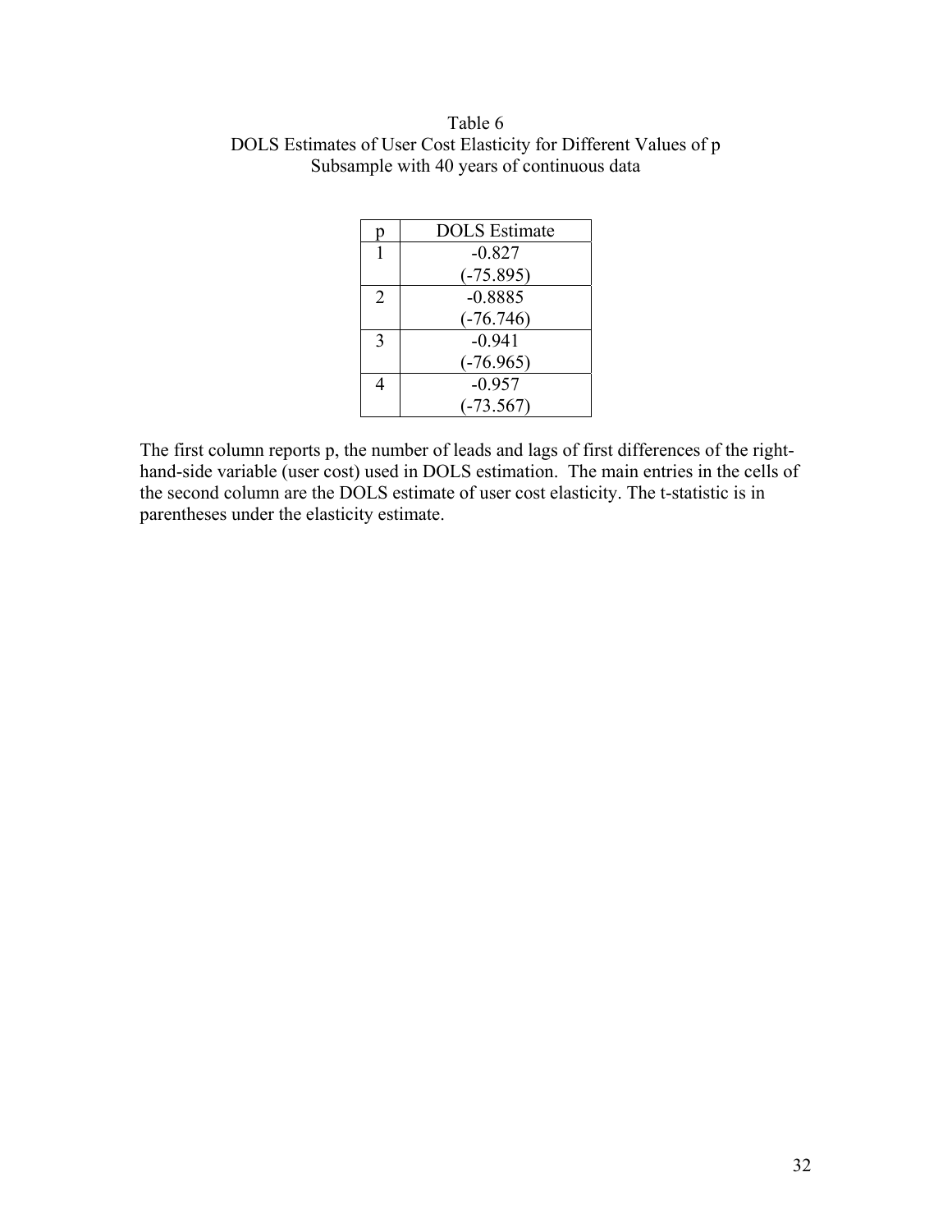Table 6
DOLS Estimates of User Cost Elasticity for Different Values of p
Subsample with 40 years of continuous data

| p | DOLS Estimate |
|---|---|
| 1 | -0.827<br>(-75.895) |
| 2 | -0.8885<br>(-76.746) |
| 3 | -0.941<br>(-76.965) |
| 4 | -0.957<br>(-73.567) |

The first column reports p, the number of leads and lags of first differences of the right-hand-side variable (user cost) used in DOLS estimation. The main entries in the cells of the second column are the DOLS estimate of user cost elasticity. The t-statistic is in parentheses under the elasticity estimate.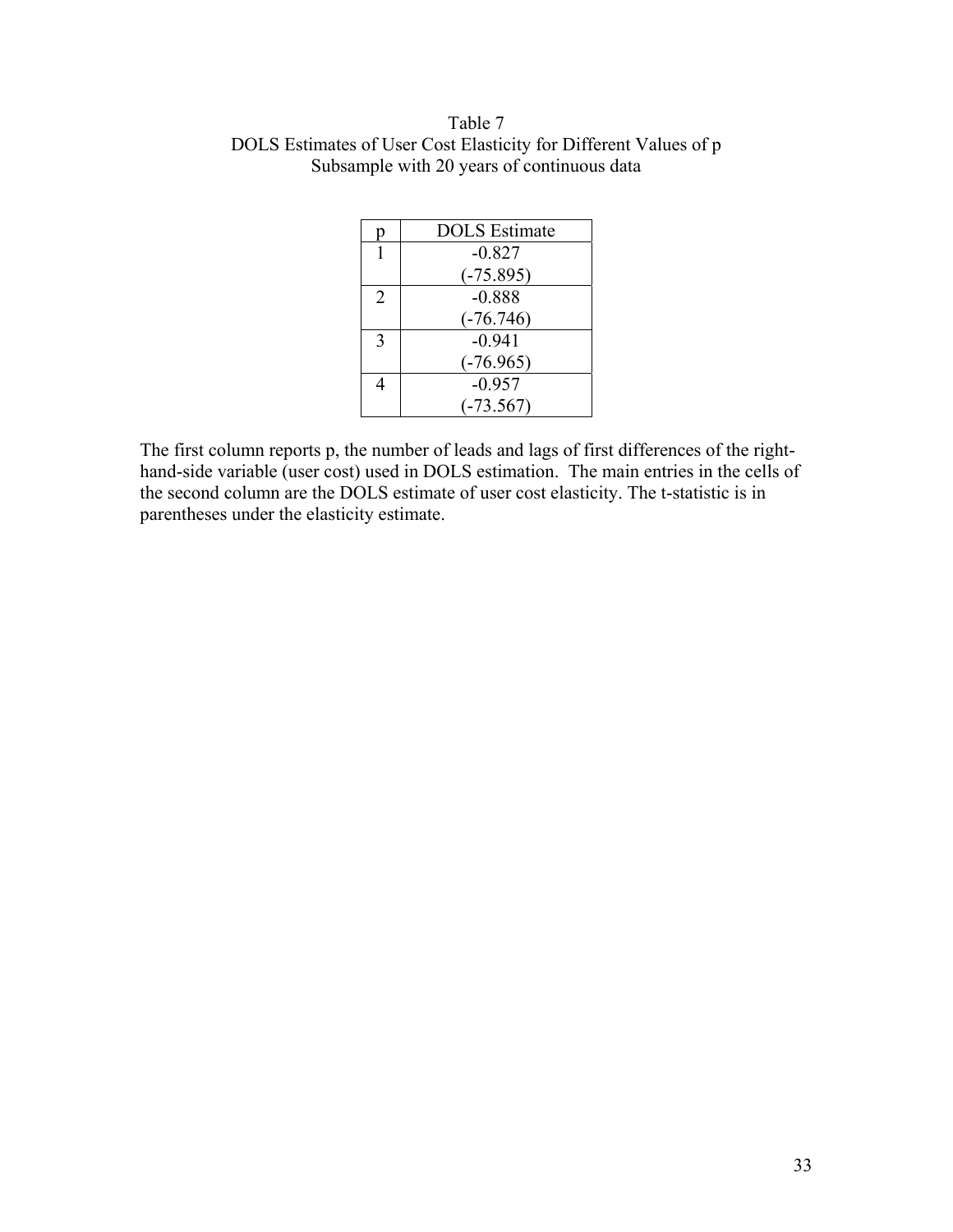Table 7
DOLS Estimates of User Cost Elasticity for Different Values of p
Subsample with 20 years of continuous data

| p | DOLS Estimate |
|---|---|
| 1 | -0.827<br>(-75.895) |
| 2 | -0.888<br>(-76.746) |
| 3 | -0.941<br>(-76.965) |
| 4 | -0.957<br>(-73.567) |

The first column reports p, the number of leads and lags of first differences of the right-hand-side variable (user cost) used in DOLS estimation. The main entries in the cells of the second column are the DOLS estimate of user cost elasticity. The t-statistic is in parentheses under the elasticity estimate.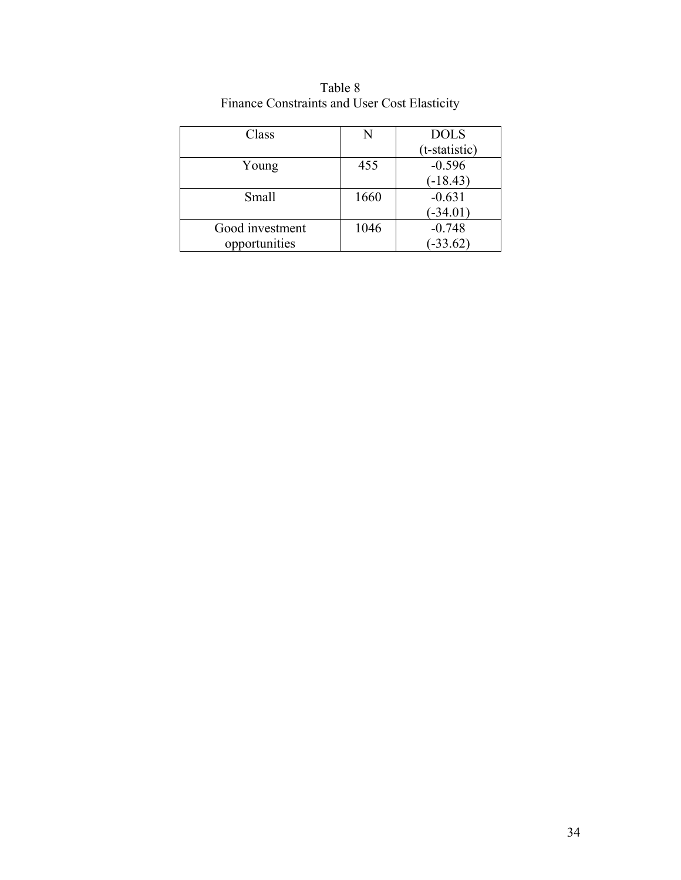Table 8
Finance Constraints and User Cost Elasticity

| Class | N | DOLS (t-statistic) |
|---|---|---|
| Young | 455 | -0.596 (-18.43) |
| Small | 1660 | -0.631 (-34.01) |
| Good investment opportunities | 1046 | -0.748 (-33.62) |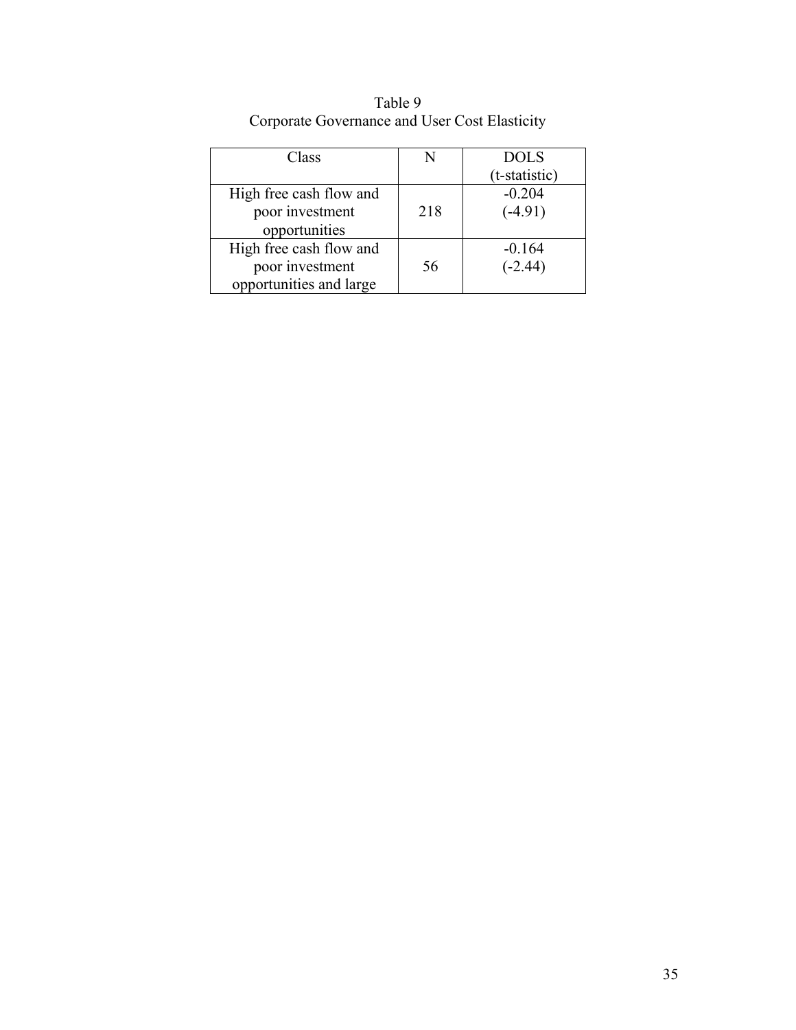Table 9
Corporate Governance and User Cost Elasticity

| Class | N | DOLS (t-statistic) |
|---|---|---|
| High free cash flow and poor investment opportunities | 218 | -0.204 (-4.91) |
| High free cash flow and poor investment opportunities and large | 56 | -0.164 (-2.44) |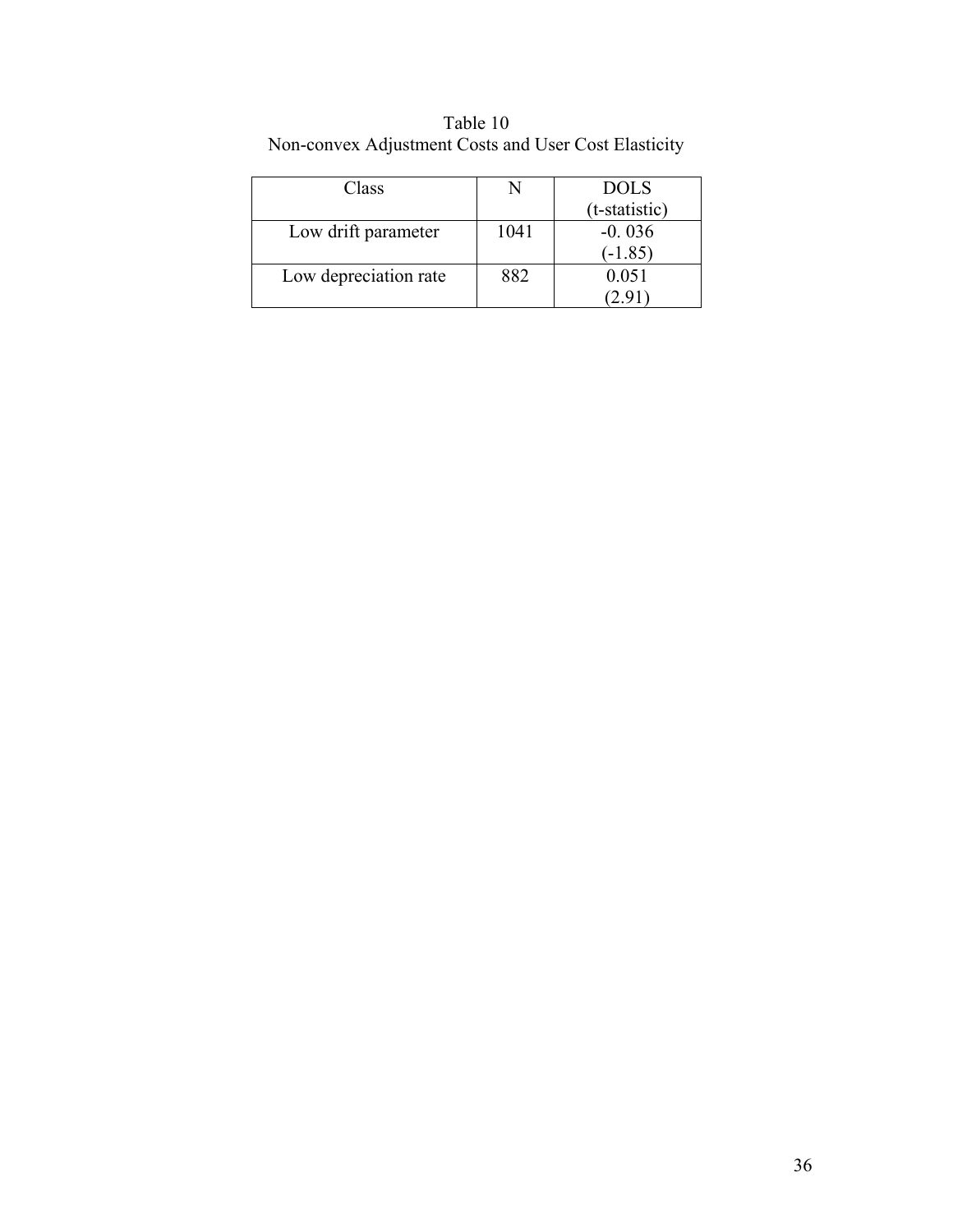Table 10
Non-convex Adjustment Costs and User Cost Elasticity

| Class | N | DOLS (t-statistic) |
|---|---|---|
| Low drift parameter | 1041 | -0. 036 (-1.85) |
| Low depreciation rate | 882 | 0.051 (2.91) |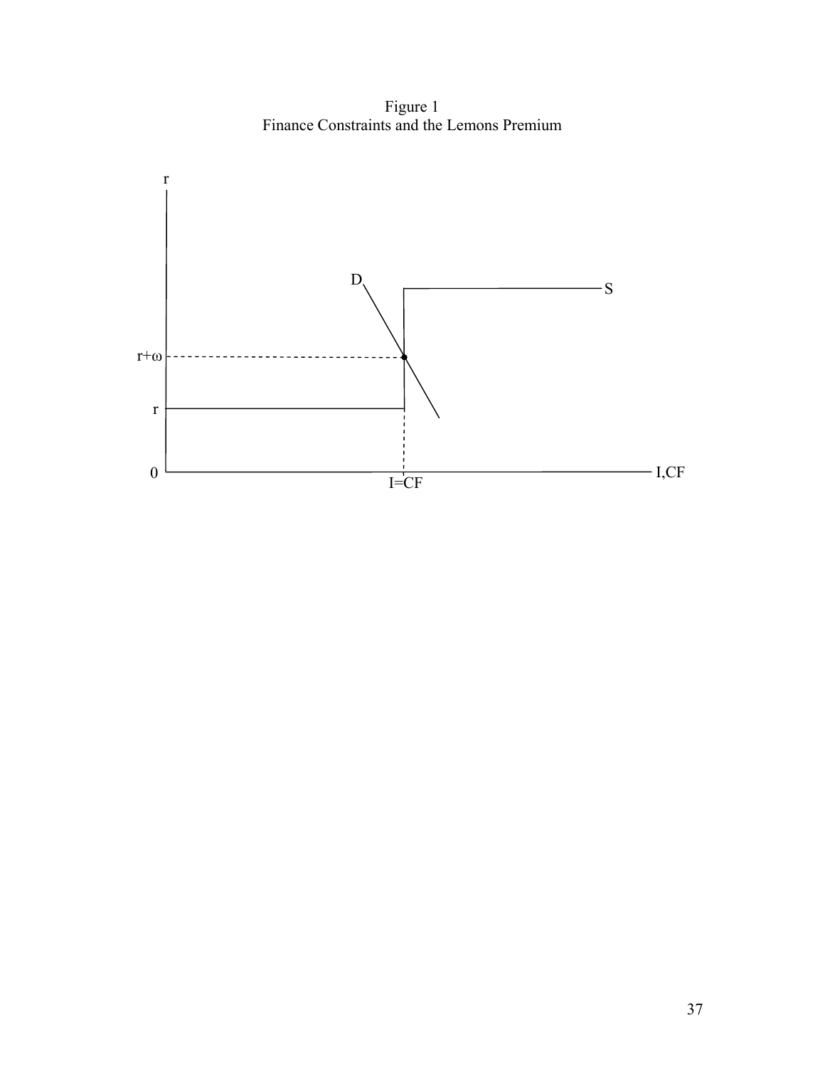Figure 1
Finance Constraints and the Lemons Premium

r

D

S

$r+\omega$

r

0

I=CF

I,CF